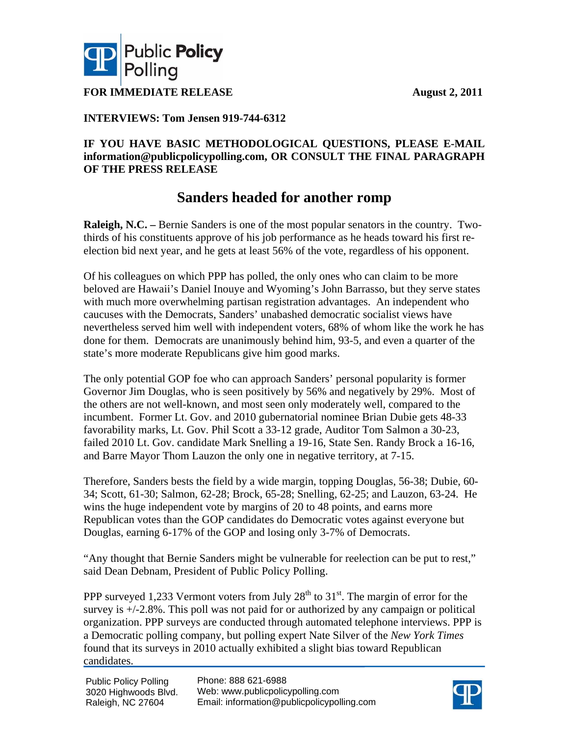**FOR IMMEDIATE RELEASE** **August 2, 2011**

**INTERVIEWS: Tom Jensen 919-744-6312**

**IF YOU HAVE BASIC METHODOLOGICAL QUESTIONS, PLEASE E-MAIL information@publicpolicypolling.com, OR CONSULT THE FINAL PARAGRAPH OF THE PRESS RELEASE**

# Sanders headed for another romp

**Raleigh, N.C. –** Bernie Sanders is one of the most popular senators in the country. Two-thirds of his constituents approve of his job performance as he heads toward his first re-election bid next year, and he gets at least 56% of the vote, regardless of his opponent.

Of his colleagues on which PPP has polled, the only ones who can claim to be more beloved are Hawaii's Daniel Inouye and Wyoming's John Barrasso, but they serve states with much more overwhelming partisan registration advantages. An independent who caucuses with the Democrats, Sanders' unabashed democratic socialist views have nevertheless served him well with independent voters, 68% of whom like the work he has done for them. Democrats are unanimously behind him, 93-5, and even a quarter of the state's more moderate Republicans give him good marks.

The only potential GOP foe who can approach Sanders' personal popularity is former Governor Jim Douglas, who is seen positively by 56% and negatively by 29%. Most of the others are not well-known, and most seen only moderately well, compared to the incumbent. Former Lt. Gov. and 2010 gubernatorial nominee Brian Dubie gets 48-33 favorability marks, Lt. Gov. Phil Scott a 33-12 grade, Auditor Tom Salmon a 30-23, failed 2010 Lt. Gov. candidate Mark Snelling a 19-16, State Sen. Randy Brock a 16-16, and Barre Mayor Thom Lauzon the only one in negative territory, at 7-15.

Therefore, Sanders bests the field by a wide margin, topping Douglas, 56-38; Dubie, 60-34; Scott, 61-30; Salmon, 62-28; Brock, 65-28; Snelling, 62-25; and Lauzon, 63-24. He wins the huge independent vote by margins of 20 to 48 points, and earns more Republican votes than the GOP candidates do Democratic votes against everyone but Douglas, earning 6-17% of the GOP and losing only 3-7% of Democrats.

"Any thought that Bernie Sanders might be vulnerable for reelection can be put to rest," said Dean Debnam, President of Public Policy Polling.

PPP surveyed 1,233 Vermont voters from July 28th to 31st. The margin of error for the survey is +/-2.8%. This poll was not paid for or authorized by any campaign or political organization. PPP surveys are conducted through automated telephone interviews. PPP is a Democratic polling company, but polling expert Nate Silver of the *New York Times* found that its surveys in 2010 actually exhibited a slight bias toward Republican candidates.

Public Policy Polling
3020 Highwoods Blvd.
Raleigh, NC 27604

Phone: 888 621-6988
Web: www.publicpolicypolling.com
Email: information@publicpolicypolling.com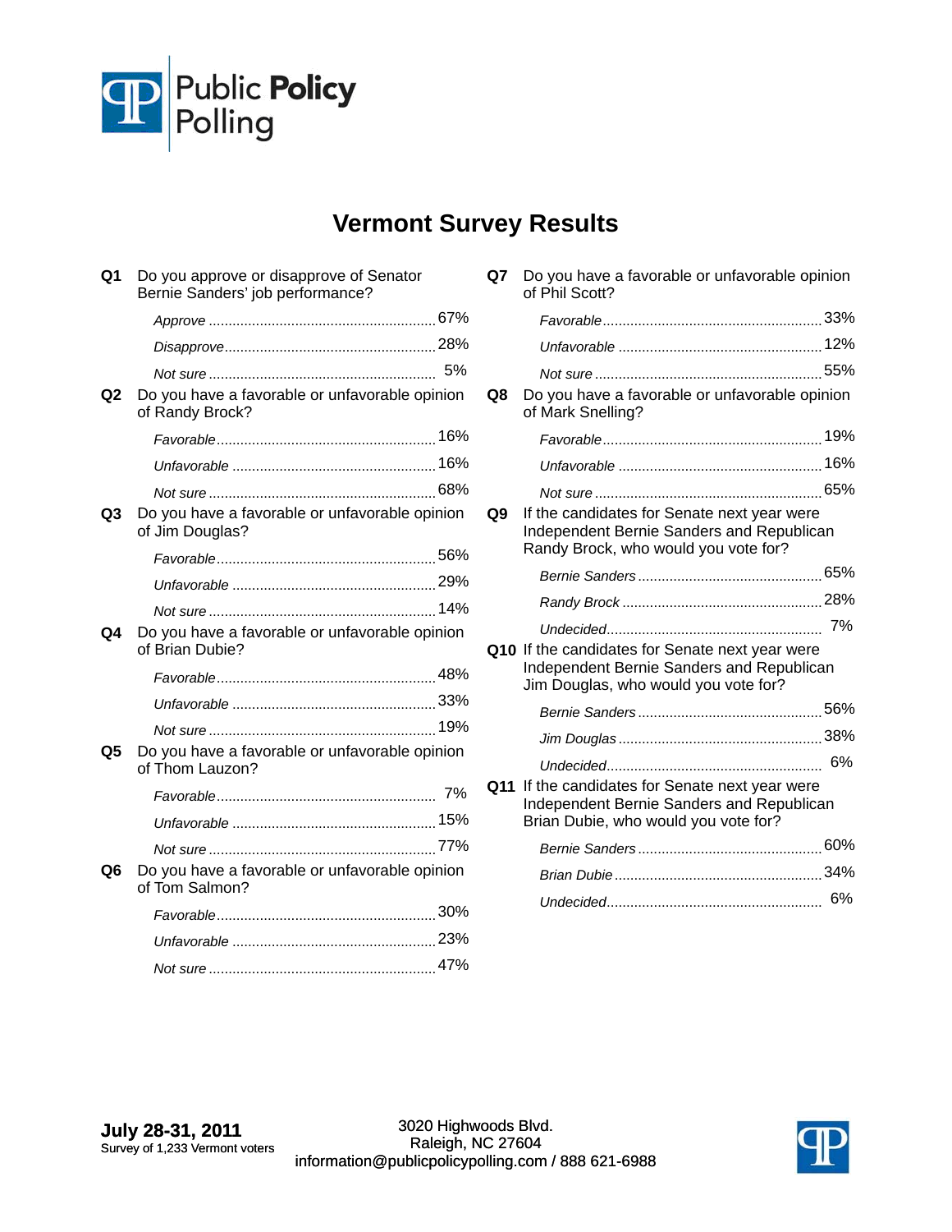Public Policy Polling

# Vermont Survey Results

**Q1** Do you approve or disapprove of Senator Bernie Sanders' job performance?

| | |
|---|---|
| *Approve* | 67% |
| *Disapprove* | 28% |
| *Not sure* | 5% |

**Q2** Do you have a favorable or unfavorable opinion of Randy Brock?

| | |
|---|---|
| *Favorable* | 16% |
| *Unfavorable* | 16% |
| *Not sure* | 68% |

**Q3** Do you have a favorable or unfavorable opinion of Jim Douglas?

| | |
|---|---|
| *Favorable* | 56% |
| *Unfavorable* | 29% |
| *Not sure* | 14% |

**Q4** Do you have a favorable or unfavorable opinion of Brian Dubie?

| | |
|---|---|
| *Favorable* | 48% |
| *Unfavorable* | 33% |
| *Not sure* | 19% |

**Q5** Do you have a favorable or unfavorable opinion of Thom Lauzon?

| | |
|---|---|
| *Favorable* | 7% |
| *Unfavorable* | 15% |
| *Not sure* | 77% |

**Q6** Do you have a favorable or unfavorable opinion of Tom Salmon?

| | |
|---|---|
| *Favorable* | 30% |
| *Unfavorable* | 23% |
| *Not sure* | 47% |

**Q7** Do you have a favorable or unfavorable opinion of Phil Scott?

| | |
|---|---|
| *Favorable* | 33% |
| *Unfavorable* | 12% |
| *Not sure* | 55% |

**Q8** Do you have a favorable or unfavorable opinion of Mark Snelling?

| | |
|---|---|
| *Favorable* | 19% |
| *Unfavorable* | 16% |
| *Not sure* | 65% |

**Q9** If the candidates for Senate next year were Independent Bernie Sanders and Republican Randy Brock, who would you vote for?

| | |
|---|---|
| *Bernie Sanders* | 65% |
| *Randy Brock* | 28% |
| *Undecided* | 7% |

**Q10** If the candidates for Senate next year were Independent Bernie Sanders and Republican Jim Douglas, who would you vote for?

| | |
|---|---|
| *Bernie Sanders* | 56% |
| *Jim Douglas* | 38% |
| *Undecided* | 6% |

**Q11** If the candidates for Senate next year were Independent Bernie Sanders and Republican Brian Dubie, who would you vote for?

| | |
|---|---|
| *Bernie Sanders* | 60% |
| *Brian Dubie* | 34% |
| *Undecided* | 6% |

**July 28-31, 2011**
Survey of 1,233 Vermont voters

3020 Highwoods Blvd.
Raleigh, NC 27604
information@publicpolicypolling.com / 888 621-6988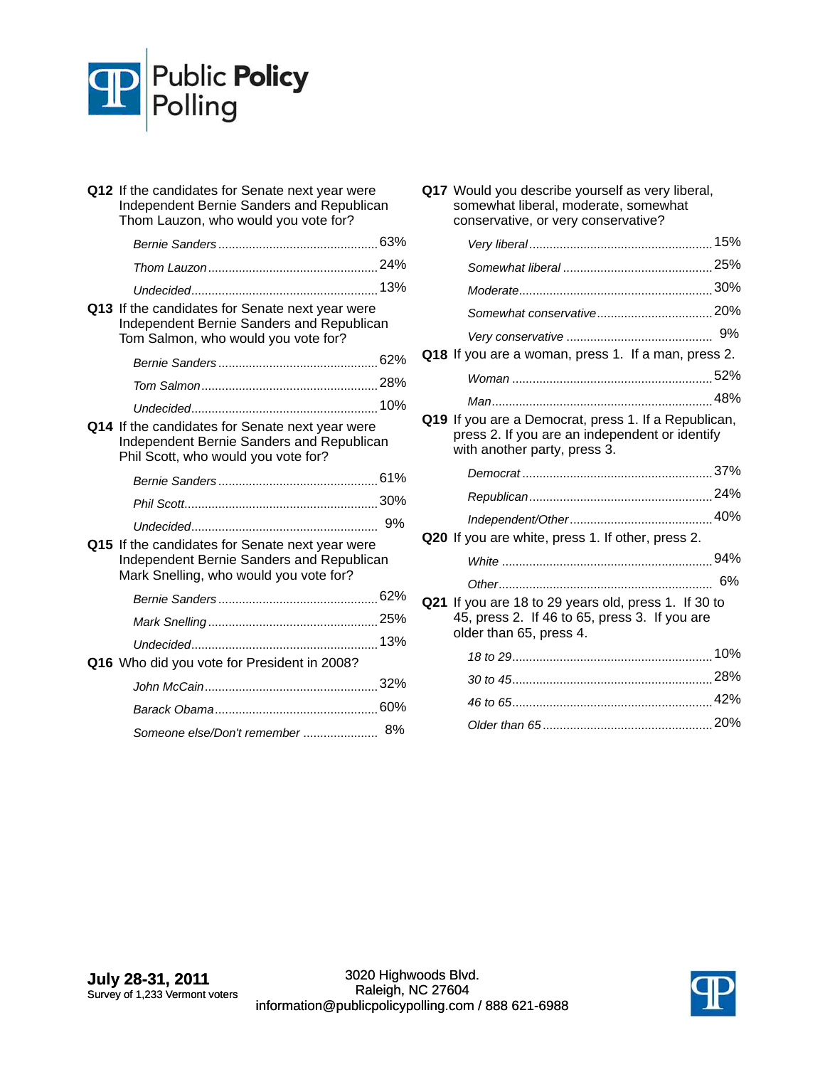**Q12** If the candidates for Senate next year were Independent Bernie Sanders and Republican Thom Lauzon, who would you vote for?

| | |
|---|---|
| *Bernie Sanders* | 63% |
| *Thom Lauzon* | 24% |
| *Undecided* | 13% |

**Q13** If the candidates for Senate next year were Independent Bernie Sanders and Republican Tom Salmon, who would you vote for?

| | |
|---|---|
| *Bernie Sanders* | 62% |
| *Tom Salmon* | 28% |
| *Undecided* | 10% |

**Q14** If the candidates for Senate next year were Independent Bernie Sanders and Republican Phil Scott, who would you vote for?

| | |
|---|---|
| *Bernie Sanders* | 61% |
| *Phil Scott* | 30% |
| *Undecided* | 9% |

**Q15** If the candidates for Senate next year were Independent Bernie Sanders and Republican Mark Snelling, who would you vote for?

| | |
|---|---|
| *Bernie Sanders* | 62% |
| *Mark Snelling* | 25% |
| *Undecided* | 13% |

**Q16** Who did you vote for President in 2008?

| | |
|---|---|
| *John McCain* | 32% |
| *Barack Obama* | 60% |
| *Someone else/Don't remember* | 8% |

**Q17** Would you describe yourself as very liberal, somewhat liberal, moderate, somewhat conservative, or very conservative?

| | |
|---|---|
| *Very liberal* | 15% |
| *Somewhat liberal* | 25% |
| *Moderate* | 30% |
| *Somewhat conservative* | 20% |
| *Very conservative* | 9% |

**Q18** If you are a woman, press 1. If a man, press 2.

| | |
|---|---|
| *Woman* | 52% |
| *Man* | 48% |

**Q19** If you are a Democrat, press 1. If a Republican, press 2. If you are an independent or identify with another party, press 3.

| | |
|---|---|
| *Democrat* | 37% |
| *Republican* | 24% |
| *Independent/Other* | 40% |

**Q20** If you are white, press 1. If other, press 2.

| | |
|---|---|
| *White* | 94% |
| *Other* | 6% |

**Q21** If you are 18 to 29 years old, press 1. If 30 to 45, press 2. If 46 to 65, press 3. If you are older than 65, press 4.

| | |
|---|---|
| *18 to 29* | 10% |
| *30 to 45* | 28% |
| *46 to 65* | 42% |
| *Older than 65* | 20% |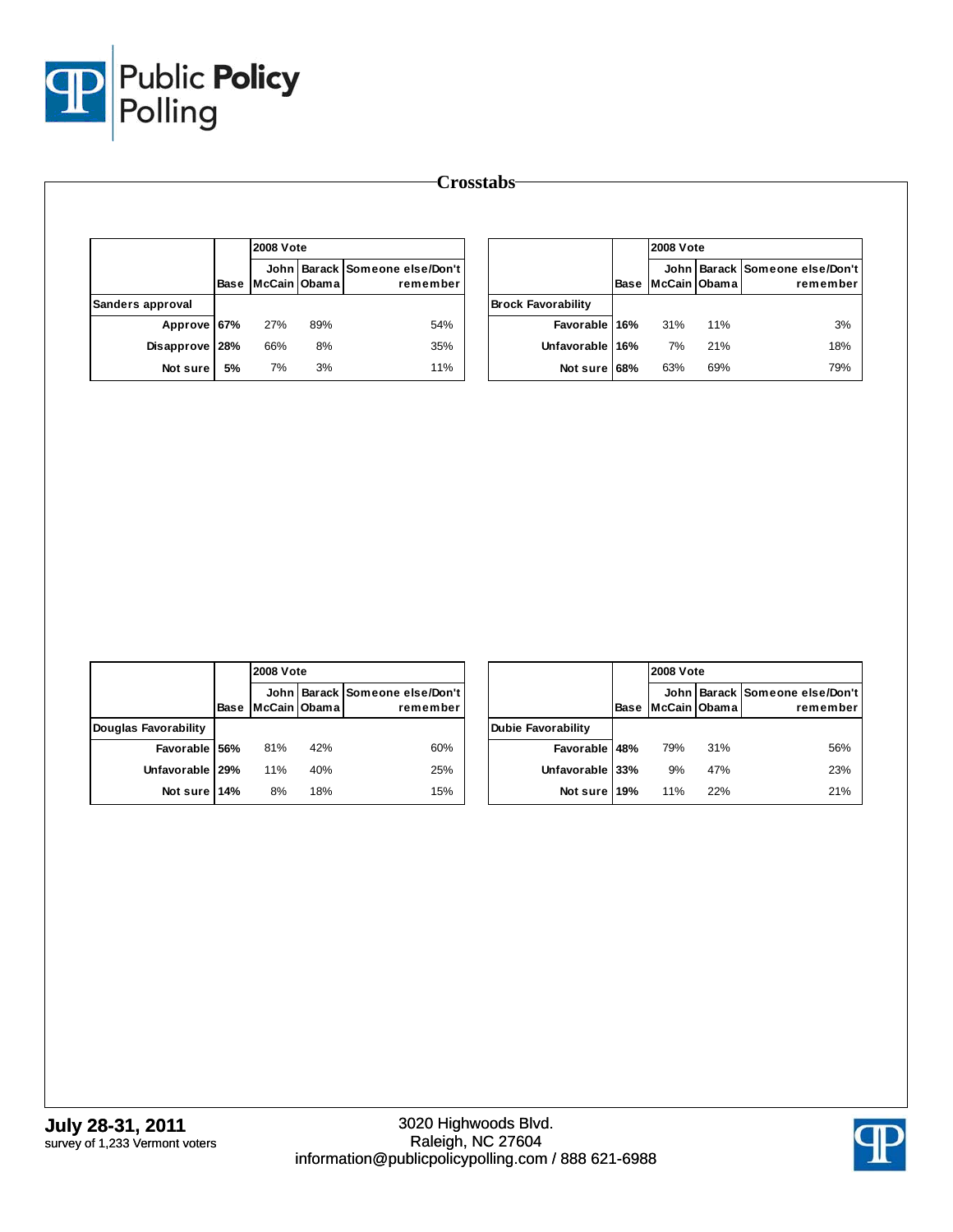# Crosstabs

| | Base | 2008 Vote | | |
|---|---|---|---|---|
| | | John McCain | Barack Obama | Someone else/Don't remember |
| **Sanders approval** | | | | |
| Approve | 67% | 27% | 89% | 54% |
| Disapprove | 28% | 66% | 8% | 35% |
| Not sure | 5% | 7% | 3% | 11% |

| | Base | 2008 Vote | | |
|---|---|---|---|---|
| | | John McCain | Barack Obama | Someone else/Don't remember |
| **Brock Favorability** | | | | |
| Favorable | 16% | 31% | 11% | 3% |
| Unfavorable | 16% | 7% | 21% | 18% |
| Not sure | 68% | 63% | 69% | 79% |

| | Base | 2008 Vote | | |
|---|---|---|---|---|
| | | John McCain | Barack Obama | Someone else/Don't remember |
| **Douglas Favorability** | | | | |
| Favorable | 56% | 81% | 42% | 60% |
| Unfavorable | 29% | 11% | 40% | 25% |
| Not sure | 14% | 8% | 18% | 15% |

| | Base | 2008 Vote | | |
|---|---|---|---|---|
| | | John McCain | Barack Obama | Someone else/Don't remember |
| **Dubie Favorability** | | | | |
| Favorable | 48% | 79% | 31% | 56% |
| Unfavorable | 33% | 9% | 47% | 23% |
| Not sure | 19% | 11% | 22% | 21% |

**July 28-31, 2011**
survey of 1,233 Vermont voters

3020 Highwoods Blvd.
Raleigh, NC 27604
information@publicpolicypolling.com / 888 621-6988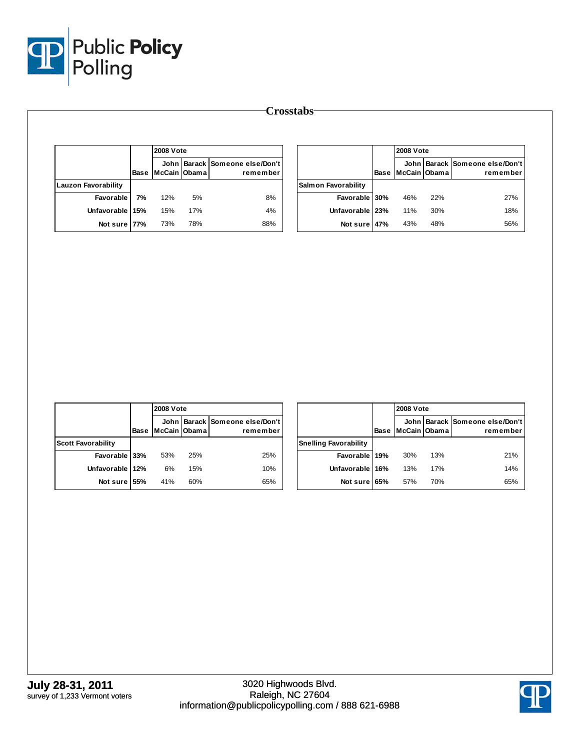# Crosstabs

| | Base | 2008 Vote: John McCain | Barack Obama | Someone else/Don't remember |
|---|---|---|---|---|
| **Lauzon Favorability** | | | | |
| Favorable | 7% | 12% | 5% | 8% |
| Unfavorable | 15% | 15% | 17% | 4% |
| Not sure | 77% | 73% | 78% | 88% |

| | Base | 2008 Vote: John McCain | Barack Obama | Someone else/Don't remember |
|---|---|---|---|---|
| **Salmon Favorability** | | | | |
| Favorable | 30% | 46% | 22% | 27% |
| Unfavorable | 23% | 11% | 30% | 18% |
| Not sure | 47% | 43% | 48% | 56% |

| | Base | 2008 Vote: John McCain | Barack Obama | Someone else/Don't remember |
|---|---|---|---|---|
| **Scott Favorability** | | | | |
| Favorable | 33% | 53% | 25% | 25% |
| Unfavorable | 12% | 6% | 15% | 10% |
| Not sure | 55% | 41% | 60% | 65% |

| | Base | 2008 Vote: John McCain | Barack Obama | Someone else/Don't remember |
|---|---|---|---|---|
| **Snelling Favorability** | | | | |
| Favorable | 19% | 30% | 13% | 21% |
| Unfavorable | 16% | 13% | 17% | 14% |
| Not sure | 65% | 57% | 70% | 65% |

**July 28-31, 2011**
survey of 1,233 Vermont voters

3020 Highwoods Blvd.
Raleigh, NC 27604
information@publicpolicypolling.com / 888 621-6988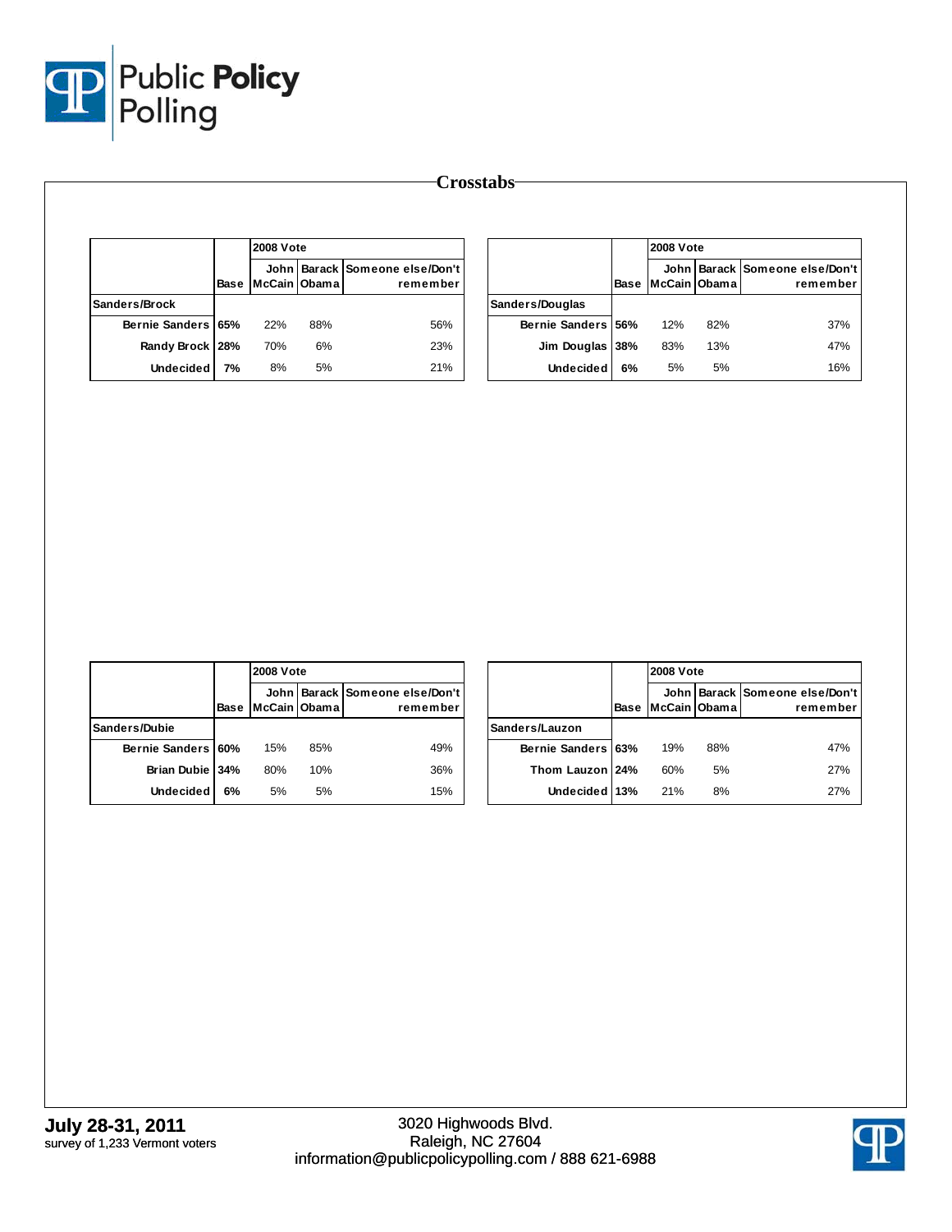## Crosstabs

| | Base | 2008 Vote | | |
|---|---|---|---|---|
| | | John McCain | Barack Obama | Someone else/Don't remember |
| **Sanders/Brock** | | | | |
| Bernie Sanders | 65% | 22% | 88% | 56% |
| Randy Brock | 28% | 70% | 6% | 23% |
| Undecided | 7% | 8% | 5% | 21% |

| | Base | 2008 Vote | | |
|---|---|---|---|---|
| | | John McCain | Barack Obama | Someone else/Don't remember |
| **Sanders/Douglas** | | | | |
| Bernie Sanders | 56% | 12% | 82% | 37% |
| Jim Douglas | 38% | 83% | 13% | 47% |
| Undecided | 6% | 5% | 5% | 16% |

| | Base | 2008 Vote | | |
|---|---|---|---|---|
| | | John McCain | Barack Obama | Someone else/Don't remember |
| **Sanders/Dubie** | | | | |
| Bernie Sanders | 60% | 15% | 85% | 49% |
| Brian Dubie | 34% | 80% | 10% | 36% |
| Undecided | 6% | 5% | 5% | 15% |

| | Base | 2008 Vote | | |
|---|---|---|---|---|
| | | John McCain | Barack Obama | Someone else/Don't remember |
| **Sanders/Lauzon** | | | | |
| Bernie Sanders | 63% | 19% | 88% | 47% |
| Thom Lauzon | 24% | 60% | 5% | 27% |
| Undecided | 13% | 21% | 8% | 27% |

**July 28-31, 2011**
survey of 1,233 Vermont voters

3020 Highwoods Blvd.
Raleigh, NC 27604
information@publicpolicypolling.com / 888 621-6988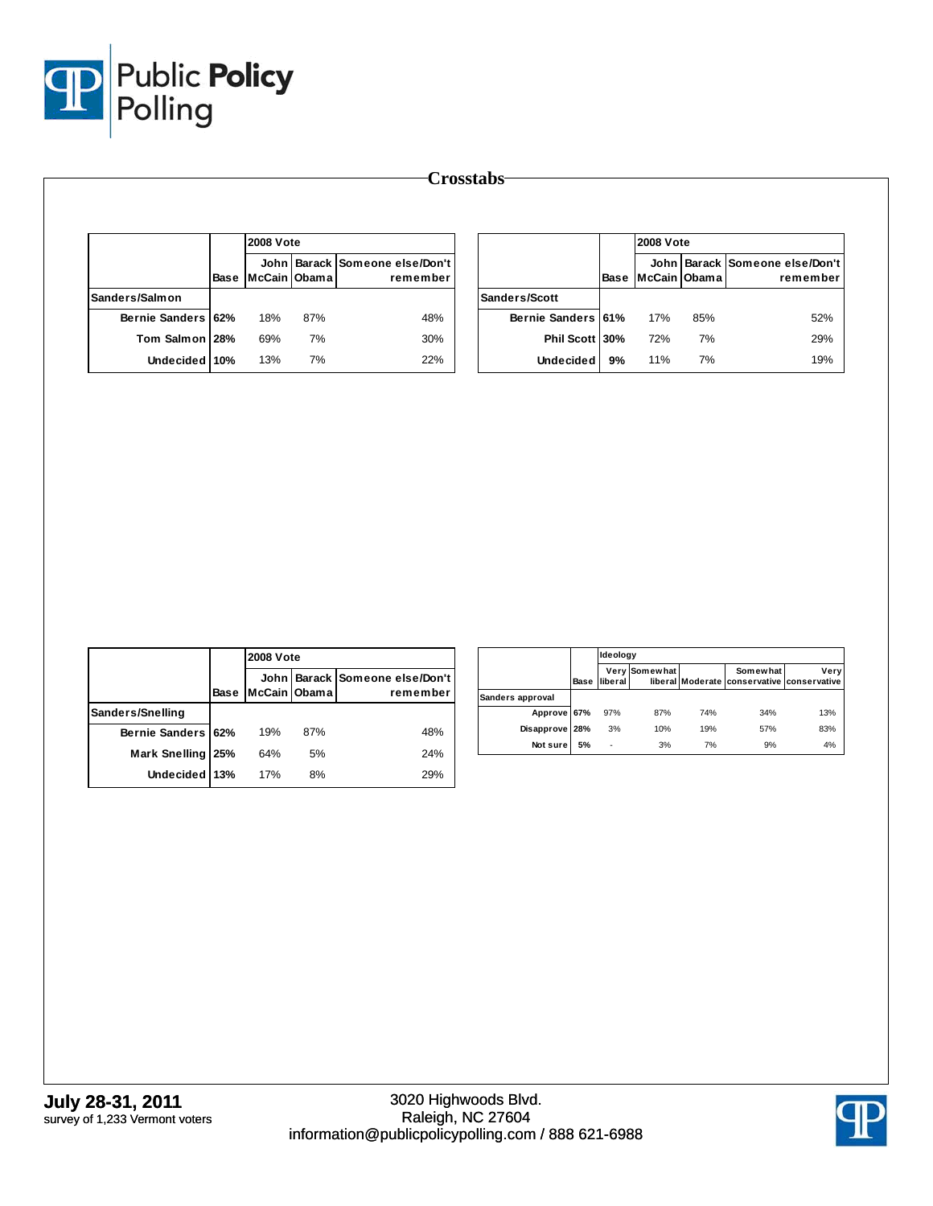# Crosstabs

| | | 2008 Vote | | |
|---|---|---|---|---|
| | Base | John McCain | Barack Obama | Someone else/Don't remember |
| **Sanders/Salmon** | | | | |
| Bernie Sanders | 62% | 18% | 87% | 48% |
| Tom Salmon | 28% | 69% | 7% | 30% |
| Undecided | 10% | 13% | 7% | 22% |

| | | 2008 Vote | | |
|---|---|---|---|---|
| | Base | John McCain | Barack Obama | Someone else/Don't remember |
| **Sanders/Scott** | | | | |
| Bernie Sanders | 61% | 17% | 85% | 52% |
| Phil Scott | 30% | 72% | 7% | 29% |
| Undecided | 9% | 11% | 7% | 19% |

| | | 2008 Vote | | |
|---|---|---|---|---|
| | Base | John McCain | Barack Obama | Someone else/Don't remember |
| **Sanders/Snelling** | | | | |
| Bernie Sanders | 62% | 19% | 87% | 48% |
| Mark Snelling | 25% | 64% | 5% | 24% |
| Undecided | 13% | 17% | 8% | 29% |

| | | Ideology | | | | |
|---|---|---|---|---|---|---|
| | Base | Very liberal | Somewhat liberal | Moderate | Somewhat conservative | Very conservative |
| **Sanders approval** | | | | | | |
| Approve | 67% | 97% | 87% | 74% | 34% | 13% |
| Disapprove | 28% | 3% | 10% | 19% | 57% | 83% |
| Not sure | 5% | - | 3% | 7% | 9% | 4% |

**July 28-31, 2011**
survey of 1,233 Vermont voters

3020 Highwoods Blvd.
Raleigh, NC 27604
information@publicpolicypolling.com / 888 621-6988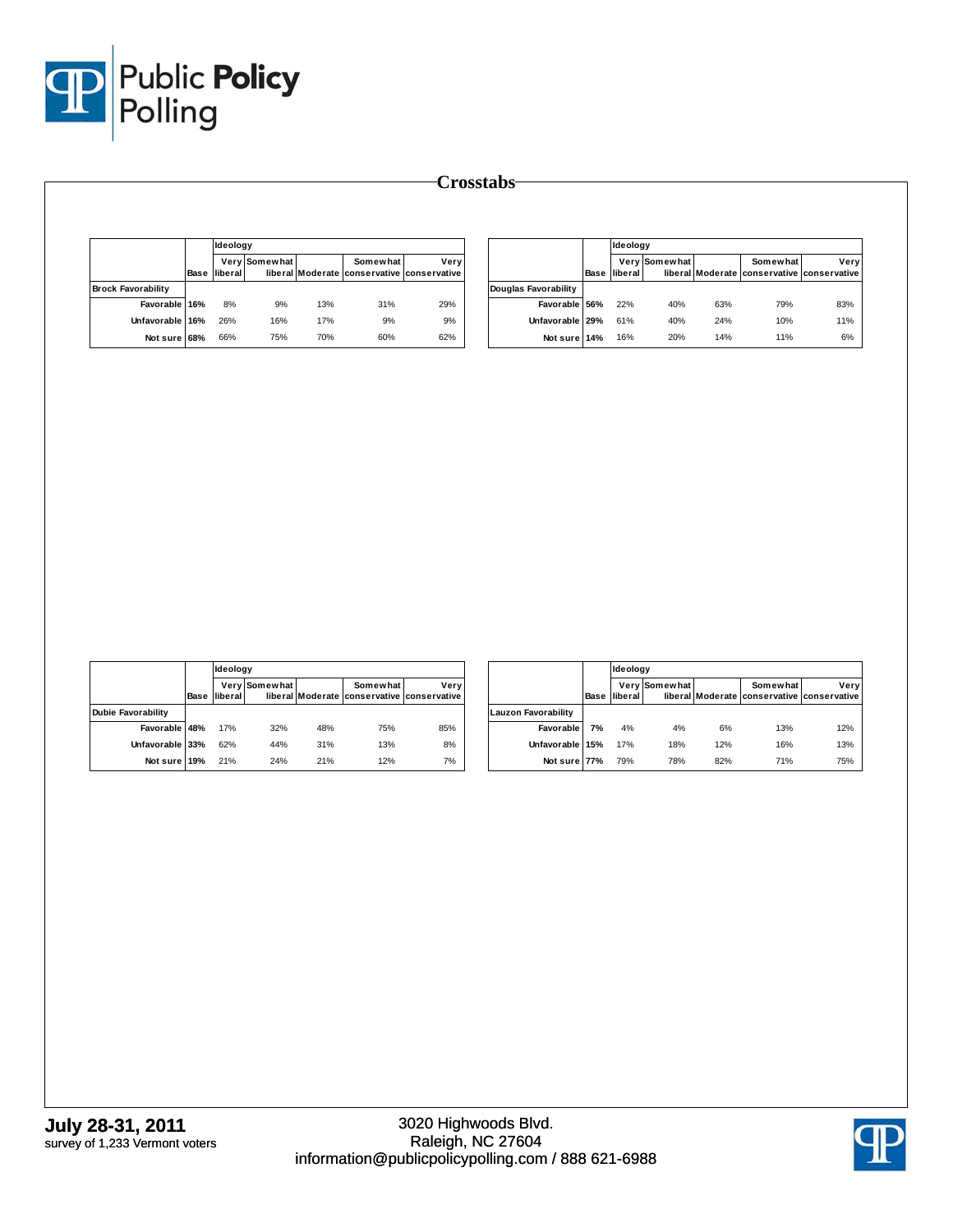# Crosstabs

| | | Ideology | | | | |
|---|---|---|---|---|---|---|
| | Base | Very liberal | Somewhat liberal | Moderate | Somewhat conservative | Very conservative |
| **Brock Favorability** | | | | | | |
| Favorable | 16% | 8% | 9% | 13% | 31% | 29% |
| Unfavorable | 16% | 26% | 16% | 17% | 9% | 9% |
| Not sure | 68% | 66% | 75% | 70% | 60% | 62% |

| | | Ideology | | | | |
|---|---|---|---|---|---|---|
| | Base | Very liberal | Somewhat liberal | Moderate | Somewhat conservative | Very conservative |
| **Douglas Favorability** | | | | | | |
| Favorable | 56% | 22% | 40% | 63% | 79% | 83% |
| Unfavorable | 29% | 61% | 40% | 24% | 10% | 11% |
| Not sure | 14% | 16% | 20% | 14% | 11% | 6% |

| | | Ideology | | | | |
|---|---|---|---|---|---|---|
| | Base | Very liberal | Somewhat liberal | Moderate | Somewhat conservative | Very conservative |
| **Dubie Favorability** | | | | | | |
| Favorable | 48% | 17% | 32% | 48% | 75% | 85% |
| Unfavorable | 33% | 62% | 44% | 31% | 13% | 8% |
| Not sure | 19% | 21% | 24% | 21% | 12% | 7% |

| | | Ideology | | | | |
|---|---|---|---|---|---|---|
| | Base | Very liberal | Somewhat liberal | Moderate | Somewhat conservative | Very conservative |
| **Lauzon Favorability** | | | | | | |
| Favorable | 7% | 4% | 4% | 6% | 13% | 12% |
| Unfavorable | 15% | 17% | 18% | 12% | 16% | 13% |
| Not sure | 77% | 79% | 78% | 82% | 71% | 75% |

**July 28-31, 2011**
survey of 1,233 Vermont voters

3020 Highwoods Blvd.
Raleigh, NC 27604
information@publicpolicypolling.com / 888 621-6988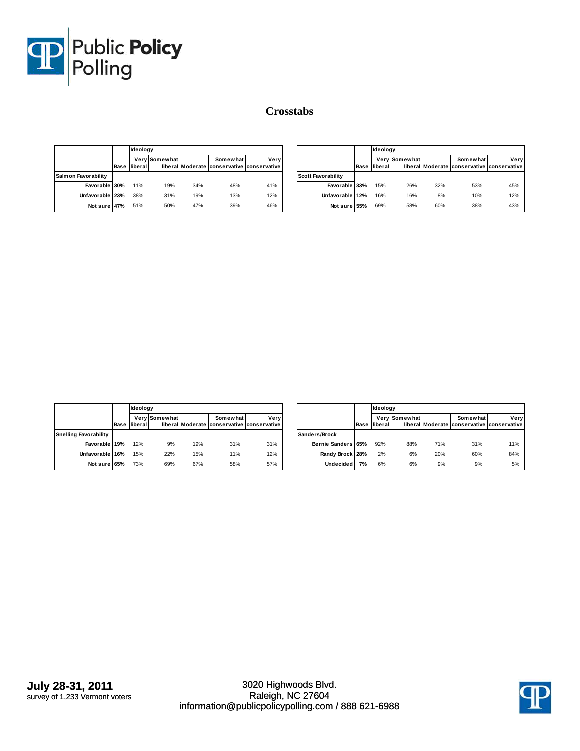## Crosstabs

| | Base | Ideology Very liberal | Somewhat liberal | Moderate | Somewhat conservative | Very conservative |
|---|---|---|---|---|---|---|
| **Salmon Favorability** | | | | | | |
| Favorable | 30% | 11% | 19% | 34% | 48% | 41% |
| Unfavorable | 23% | 38% | 31% | 19% | 13% | 12% |
| Not sure | 47% | 51% | 50% | 47% | 39% | 46% |

| | Base | Ideology Very liberal | Somewhat liberal | Moderate | Somewhat conservative | Very conservative |
|---|---|---|---|---|---|---|
| **Scott Favorability** | | | | | | |
| Favorable | 33% | 15% | 26% | 32% | 53% | 45% |
| Unfavorable | 12% | 16% | 16% | 8% | 10% | 12% |
| Not sure | 55% | 69% | 58% | 60% | 38% | 43% |

| | Base | Ideology Very liberal | Somewhat liberal | Moderate | Somewhat conservative | Very conservative |
|---|---|---|---|---|---|---|
| **Snelling Favorability** | | | | | | |
| Favorable | 19% | 12% | 9% | 19% | 31% | 31% |
| Unfavorable | 16% | 15% | 22% | 15% | 11% | 12% |
| Not sure | 65% | 73% | 69% | 67% | 58% | 57% |

| | Base | Ideology Very liberal | Somewhat liberal | Moderate | Somewhat conservative | Very conservative |
|---|---|---|---|---|---|---|
| **Sanders/Brock** | | | | | | |
| Bernie Sanders | 65% | 92% | 88% | 71% | 31% | 11% |
| Randy Brock | 28% | 2% | 6% | 20% | 60% | 84% |
| Undecided | 7% | 6% | 6% | 9% | 9% | 5% |

**July 28-31, 2011**
survey of 1,233 Vermont voters

3020 Highwoods Blvd.
Raleigh, NC 27604
information@publicpolicypolling.com / 888 621-6988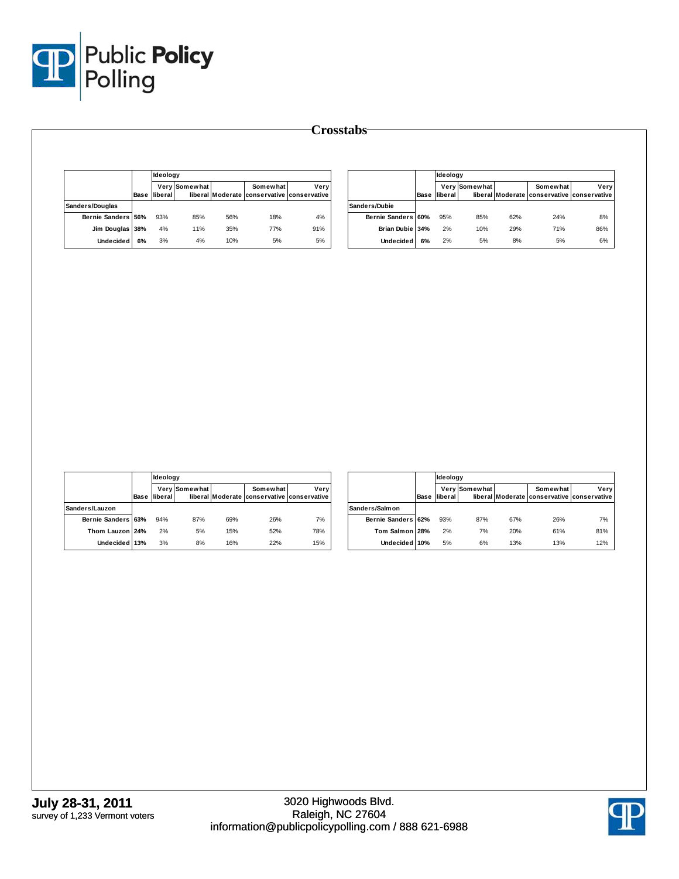## Crosstabs

| | Base | Ideology | | | | |
|---|---|---|---|---|---|---|
| | | Very liberal | Somewhat liberal | Moderate | Somewhat conservative | Very conservative |
| **Sanders/Douglas** | | | | | | |
| Bernie Sanders | 56% | 93% | 85% | 56% | 18% | 4% |
| Jim Douglas | 38% | 4% | 11% | 35% | 77% | 91% |
| Undecided | 6% | 3% | 4% | 10% | 5% | 5% |

| | Base | Ideology | | | | |
|---|---|---|---|---|---|---|
| | | Very liberal | Somewhat liberal | Moderate | Somewhat conservative | Very conservative |
| **Sanders/Dubie** | | | | | | |
| Bernie Sanders | 60% | 95% | 85% | 62% | 24% | 8% |
| Brian Dubie | 34% | 2% | 10% | 29% | 71% | 86% |
| Undecided | 6% | 2% | 5% | 8% | 5% | 6% |

| | Base | Ideology | | | | |
|---|---|---|---|---|---|---|
| | | Very liberal | Somewhat liberal | Moderate | Somewhat conservative | Very conservative |
| **Sanders/Lauzon** | | | | | | |
| Bernie Sanders | 63% | 94% | 87% | 69% | 26% | 7% |
| Thom Lauzon | 24% | 2% | 5% | 15% | 52% | 78% |
| Undecided | 13% | 3% | 8% | 16% | 22% | 15% |

| | Base | Ideology | | | | |
|---|---|---|---|---|---|---|
| | | Very liberal | Somewhat liberal | Moderate | Somewhat conservative | Very conservative |
| **Sanders/Salmon** | | | | | | |
| Bernie Sanders | 62% | 93% | 87% | 67% | 26% | 7% |
| Tom Salmon | 28% | 2% | 7% | 20% | 61% | 81% |
| Undecided | 10% | 5% | 6% | 13% | 13% | 12% |

**July 28-31, 2011**
survey of 1,233 Vermont voters

3020 Highwoods Blvd.
Raleigh, NC 27604
information@publicpolicypolling.com / 888 621-6988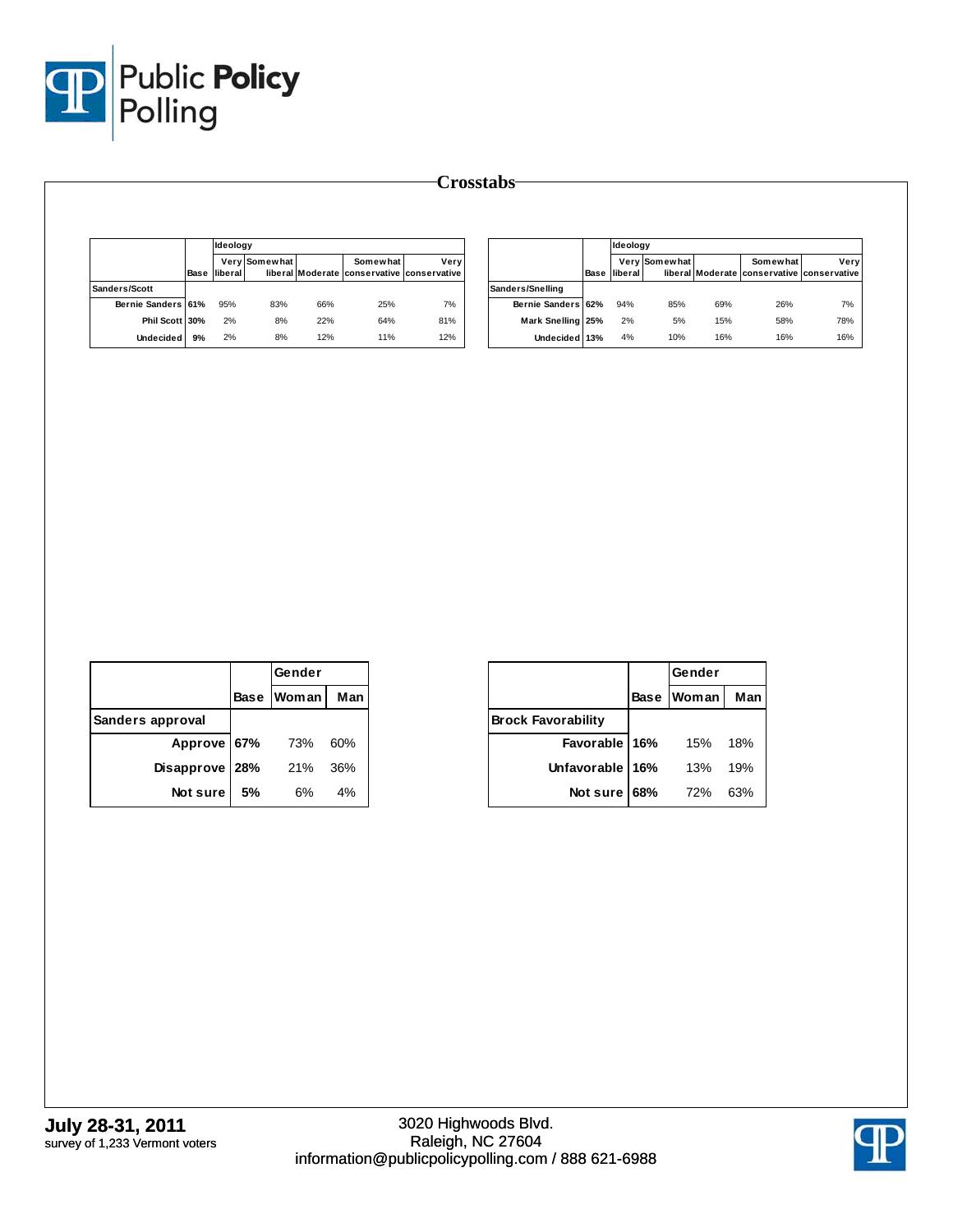# Crosstabs

| | Base | Ideology | | | | |
|---|---|---|---|---|---|---|
| | | Very liberal | Somewhat liberal | Moderate | Somewhat conservative | Very conservative |
| **Sanders/Scott** | | | | | | |
| Bernie Sanders | 61% | 95% | 83% | 66% | 25% | 7% |
| Phil Scott | 30% | 2% | 8% | 22% | 64% | 81% |
| Undecided | 9% | 2% | 8% | 12% | 11% | 12% |

| | Base | Ideology | | | | |
|---|---|---|---|---|---|---|
| | | Very liberal | Somewhat liberal | Moderate | Somewhat conservative | Very conservative |
| **Sanders/Snelling** | | | | | | |
| Bernie Sanders | 62% | 94% | 85% | 69% | 26% | 7% |
| Mark Snelling | 25% | 2% | 5% | 15% | 58% | 78% |
| Undecided | 13% | 4% | 10% | 16% | 16% | 16% |

| | Base | Gender | |
|---|---|---|---|
| | | Woman | Man |
| **Sanders approval** | | | |
| Approve | 67% | 73% | 60% |
| Disapprove | 28% | 21% | 36% |
| Not sure | 5% | 6% | 4% |

| | Base | Gender | |
|---|---|---|---|
| | | Woman | Man |
| **Brock Favorability** | | | |
| Favorable | 16% | 15% | 18% |
| Unfavorable | 16% | 13% | 19% |
| Not sure | 68% | 72% | 63% |

**July 28-31, 2011**
survey of 1,233 Vermont voters

3020 Highwoods Blvd.
Raleigh, NC 27604
information@publicpolicypolling.com / 888 621-6988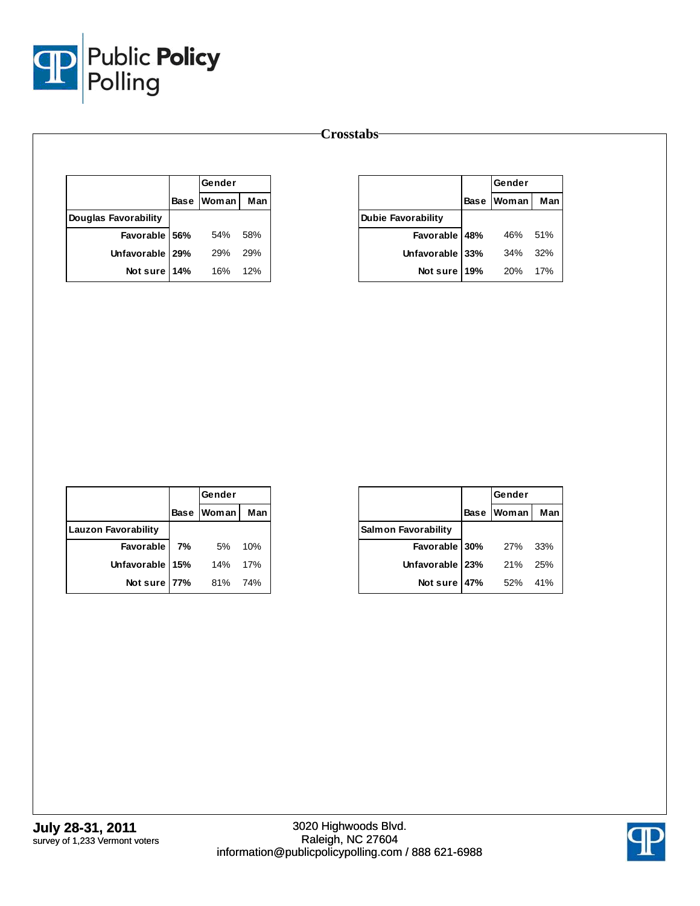## Crosstabs

| | | Gender | |
|---|---|---|---|
| | Base | Woman | Man |
| **Douglas Favorability** | | | |
| Favorable | **56%** | 54% | 58% |
| Unfavorable | **29%** | 29% | 29% |
| Not sure | **14%** | 16% | 12% |

| | | Gender | |
|---|---|---|---|
| | Base | Woman | Man |
| **Dubie Favorability** | | | |
| Favorable | **48%** | 46% | 51% |
| Unfavorable | **33%** | 34% | 32% |
| Not sure | **19%** | 20% | 17% |

| | | Gender | |
|---|---|---|---|
| | Base | Woman | Man |
| **Lauzon Favorability** | | | |
| Favorable | **7%** | 5% | 10% |
| Unfavorable | **15%** | 14% | 17% |
| Not sure | **77%** | 81% | 74% |

| | | Gender | |
|---|---|---|---|
| | Base | Woman | Man |
| **Salmon Favorability** | | | |
| Favorable | **30%** | 27% | 33% |
| Unfavorable | **23%** | 21% | 25% |
| Not sure | **47%** | 52% | 41% |

**July 28-31, 2011**
survey of 1,233 Vermont voters

3020 Highwoods Blvd.
Raleigh, NC 27604
information@publicpolicypolling.com / 888 621-6988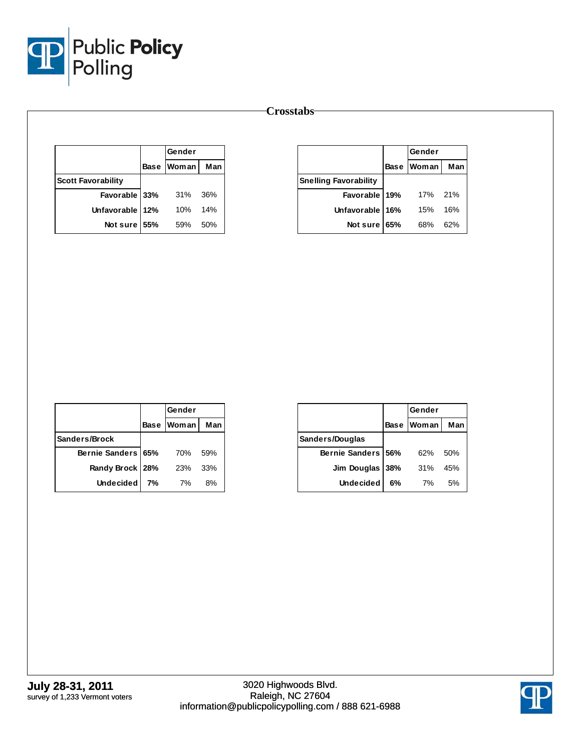# Crosstabs

| | | Gender | |
|---|---|---|---|
| | Base | Woman | Man |
| **Scott Favorability** | | | |
| Favorable | **33%** | 31% | 36% |
| Unfavorable | **12%** | 10% | 14% |
| Not sure | **55%** | 59% | 50% |

| | | Gender | |
|---|---|---|---|
| | Base | Woman | Man |
| **Snelling Favorability** | | | |
| Favorable | **19%** | 17% | 21% |
| Unfavorable | **16%** | 15% | 16% |
| Not sure | **65%** | 68% | 62% |

| | | Gender | |
|---|---|---|---|
| | Base | Woman | Man |
| **Sanders/Brock** | | | |
| Bernie Sanders | **65%** | 70% | 59% |
| Randy Brock | **28%** | 23% | 33% |
| Undecided | **7%** | 7% | 8% |

| | | Gender | |
|---|---|---|---|
| | Base | Woman | Man |
| **Sanders/Douglas** | | | |
| Bernie Sanders | **56%** | 62% | 50% |
| Jim Douglas | **38%** | 31% | 45% |
| Undecided | **6%** | 7% | 5% |

**July 28-31, 2011**
survey of 1,233 Vermont voters

3020 Highwoods Blvd.
Raleigh, NC 27604
information@publicpolicypolling.com / 888 621-6988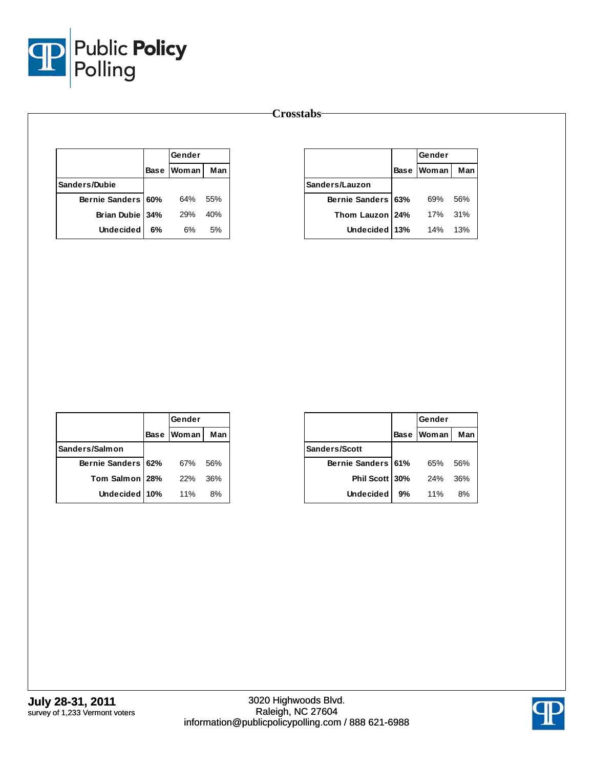## Crosstabs

| | Base | Gender | |
|---|---|---|---|
| | | Woman | Man |
| **Sanders/Dubie** | | | |
| Bernie Sanders | **60%** | 64% | 55% |
| Brian Dubie | **34%** | 29% | 40% |
| Undecided | **6%** | 6% | 5% |

| | Base | Gender | |
|---|---|---|---|
| | | Woman | Man |
| **Sanders/Lauzon** | | | |
| Bernie Sanders | **63%** | 69% | 56% |
| Thom Lauzon | **24%** | 17% | 31% |
| Undecided | **13%** | 14% | 13% |

| | Base | Gender | |
|---|---|---|---|
| | | Woman | Man |
| **Sanders/Salmon** | | | |
| Bernie Sanders | **62%** | 67% | 56% |
| Tom Salmon | **28%** | 22% | 36% |
| Undecided | **10%** | 11% | 8% |

| | Base | Gender | |
|---|---|---|---|
| | | Woman | Man |
| **Sanders/Scott** | | | |
| Bernie Sanders | **61%** | 65% | 56% |
| Phil Scott | **30%** | 24% | 36% |
| Undecided | **9%** | 11% | 8% |

**July 28-31, 2011**
survey of 1,233 Vermont voters

3020 Highwoods Blvd.
Raleigh, NC 27604
information@publicpolicypolling.com / 888 621-6988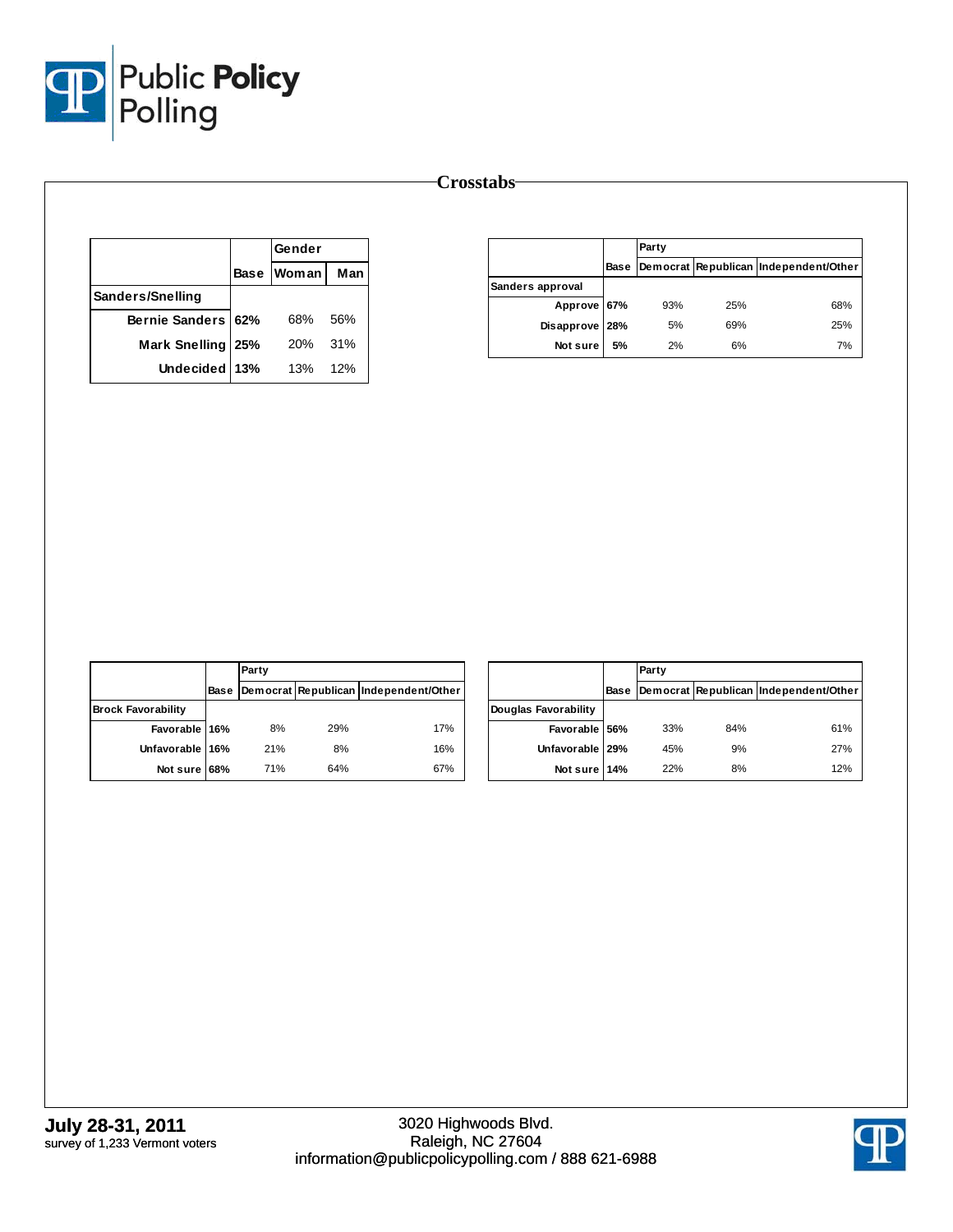## Crosstabs

| | | Gender | |
|---|---|---|---|
| | Base | Woman | Man |
| **Sanders/Snelling** | | | |
| Bernie Sanders | 62% | 68% | 56% |
| Mark Snelling | 25% | 20% | 31% |
| Undecided | 13% | 13% | 12% |

| | | Party | | |
|---|---|---|---|---|
| | Base | Democrat | Republican | Independent/Other |
| **Sanders approval** | | | | |
| Approve | 67% | 93% | 25% | 68% |
| Disapprove | 28% | 5% | 69% | 25% |
| Not sure | 5% | 2% | 6% | 7% |

| | | Party | | |
|---|---|---|---|---|
| | Base | Democrat | Republican | Independent/Other |
| **Brock Favorability** | | | | |
| Favorable | 16% | 8% | 29% | 17% |
| Unfavorable | 16% | 21% | 8% | 16% |
| Not sure | 68% | 71% | 64% | 67% |

| | | Party | | |
|---|---|---|---|---|
| | Base | Democrat | Republican | Independent/Other |
| **Douglas Favorability** | | | | |
| Favorable | 56% | 33% | 84% | 61% |
| Unfavorable | 29% | 45% | 9% | 27% |
| Not sure | 14% | 22% | 8% | 12% |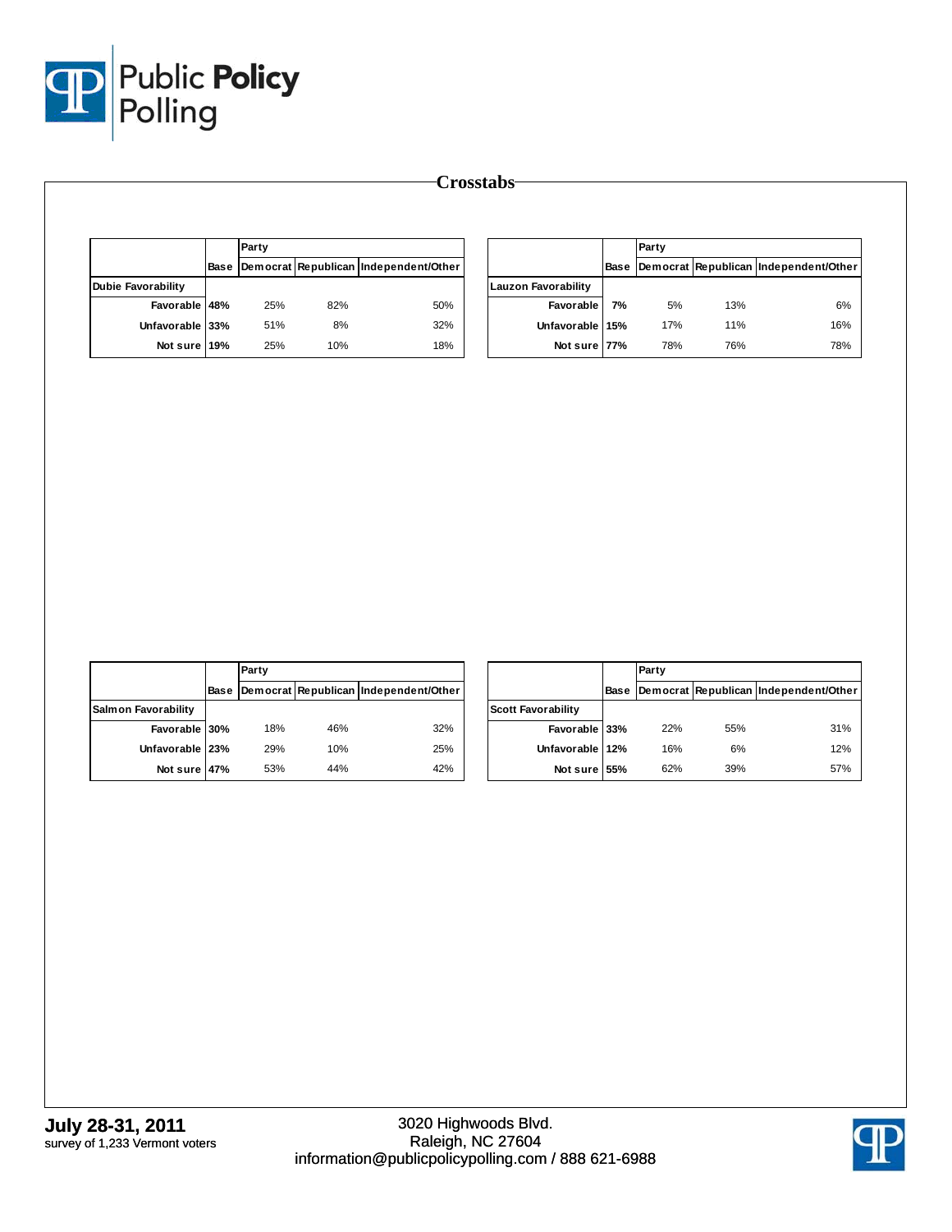## Crosstabs

| | Base | Party | | |
|---|---|---|---|---|
| | | Democrat | Republican | Independent/Other |
| **Dubie Favorability** | | | | |
| Favorable | 48% | 25% | 82% | 50% |
| Unfavorable | 33% | 51% | 8% | 32% |
| Not sure | 19% | 25% | 10% | 18% |

| | Base | Party | | |
|---|---|---|---|---|
| | | Democrat | Republican | Independent/Other |
| **Lauzon Favorability** | | | | |
| Favorable | 7% | 5% | 13% | 6% |
| Unfavorable | 15% | 17% | 11% | 16% |
| Not sure | 77% | 78% | 76% | 78% |

| | Base | Party | | |
|---|---|---|---|---|
| | | Democrat | Republican | Independent/Other |
| **Salmon Favorability** | | | | |
| Favorable | 30% | 18% | 46% | 32% |
| Unfavorable | 23% | 29% | 10% | 25% |
| Not sure | 47% | 53% | 44% | 42% |

| | Base | Party | | |
|---|---|---|---|---|
| | | Democrat | Republican | Independent/Other |
| **Scott Favorability** | | | | |
| Favorable | 33% | 22% | 55% | 31% |
| Unfavorable | 12% | 16% | 6% | 12% |
| Not sure | 55% | 62% | 39% | 57% |

**July 28-31, 2011**
survey of 1,233 Vermont voters

3020 Highwoods Blvd.
Raleigh, NC 27604
information@publicpolicypolling.com / 888 621-6988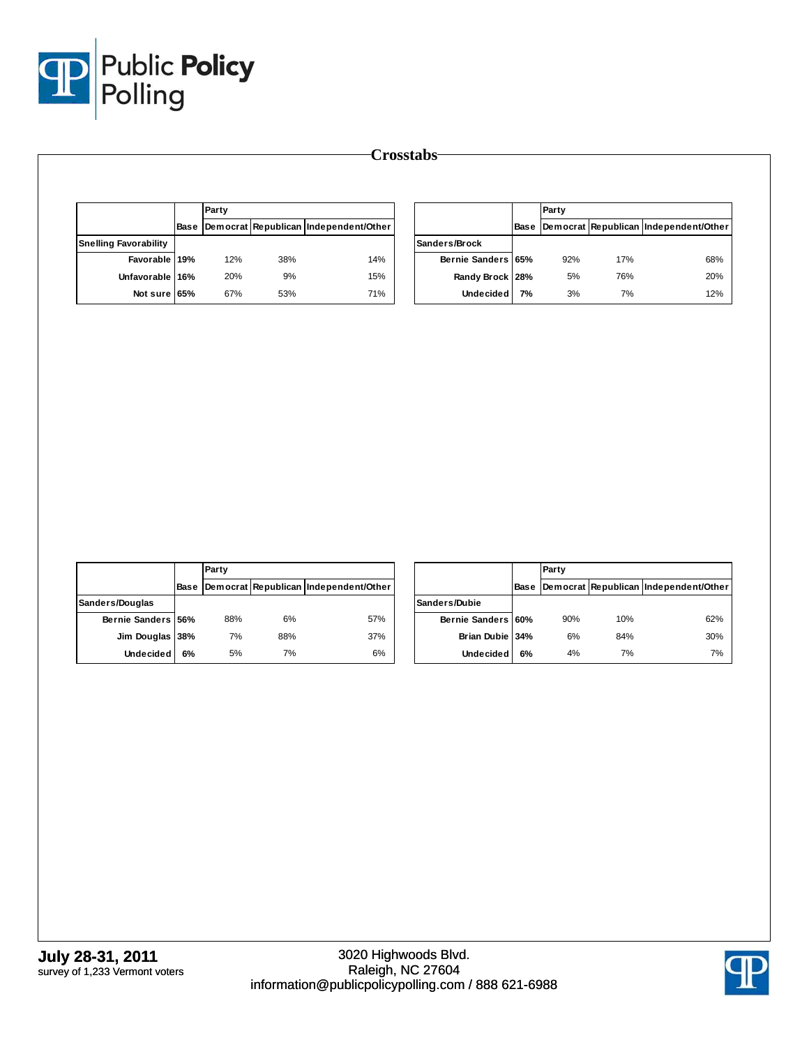# Crosstabs

| | Base | Party | | |
|---|---|---|---|---|
| | | Democrat | Republican | Independent/Other |
| **Snelling Favorability** | | | | |
| Favorable | 19% | 12% | 38% | 14% |
| Unfavorable | 16% | 20% | 9% | 15% |
| Not sure | 65% | 67% | 53% | 71% |

| | Base | Party | | |
|---|---|---|---|---|
| | | Democrat | Republican | Independent/Other |
| **Sanders/Brock** | | | | |
| Bernie Sanders | 65% | 92% | 17% | 68% |
| Randy Brock | 28% | 5% | 76% | 20% |
| Undecided | 7% | 3% | 7% | 12% |

| | Base | Party | | |
|---|---|---|---|---|
| | | Democrat | Republican | Independent/Other |
| **Sanders/Douglas** | | | | |
| Bernie Sanders | 56% | 88% | 6% | 57% |
| Jim Douglas | 38% | 7% | 88% | 37% |
| Undecided | 6% | 5% | 7% | 6% |

| | Base | Party | | |
|---|---|---|---|---|
| | | Democrat | Republican | Independent/Other |
| **Sanders/Dubie** | | | | |
| Bernie Sanders | 60% | 90% | 10% | 62% |
| Brian Dubie | 34% | 6% | 84% | 30% |
| Undecided | 6% | 4% | 7% | 7% |

**July 28-31, 2011**
survey of 1,233 Vermont voters

3020 Highwoods Blvd.
Raleigh, NC 27604
information@publicpolicypolling.com / 888 621-6988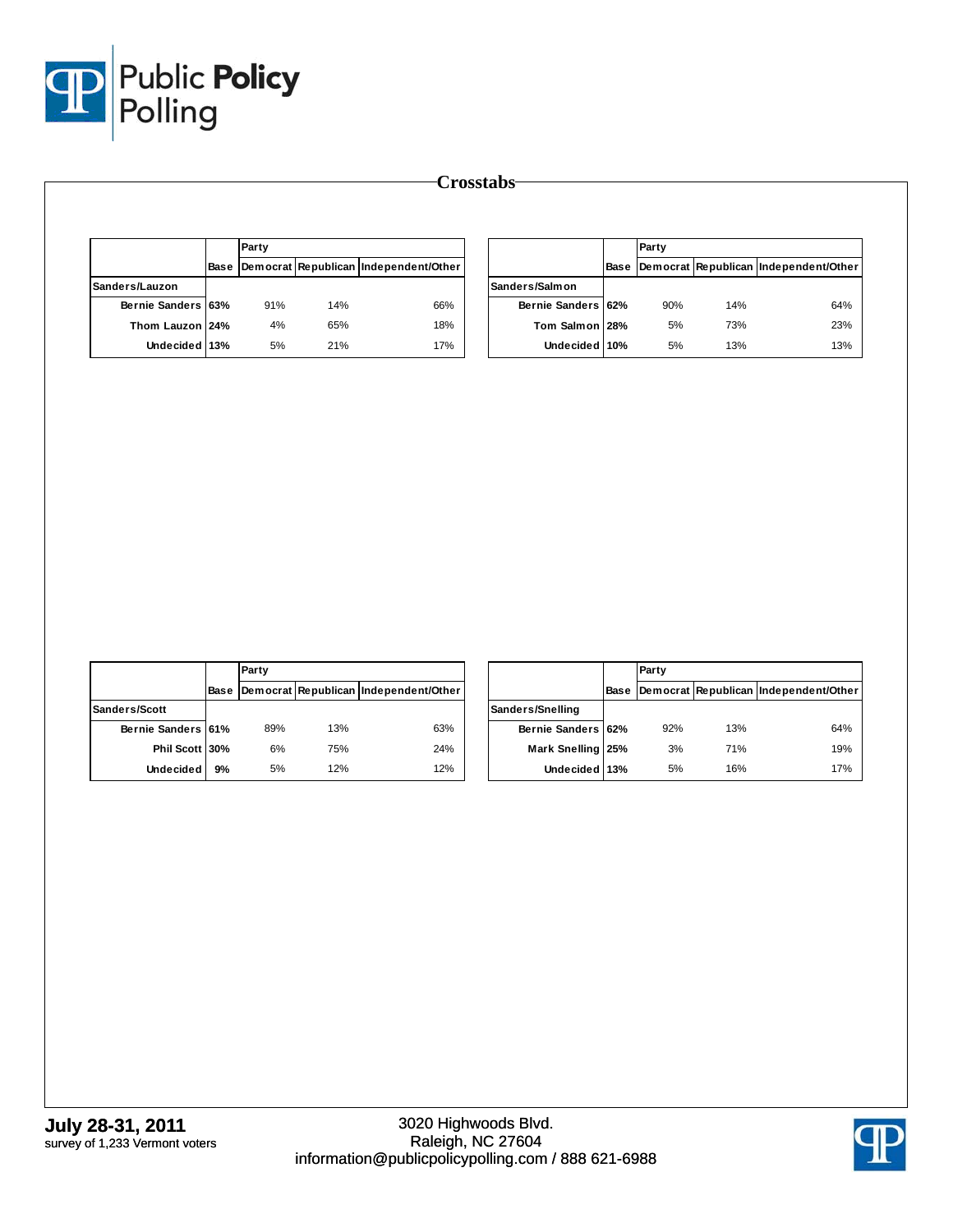# Crosstabs

| | | Party | | |
|---|---|---|---|---|
| | Base | Democrat | Republican | Independent/Other |
| **Sanders/Lauzon** | | | | |
| Bernie Sanders | 63% | 91% | 14% | 66% |
| Thom Lauzon | 24% | 4% | 65% | 18% |
| Undecided | 13% | 5% | 21% | 17% |

| | | Party | | |
|---|---|---|---|---|
| | Base | Democrat | Republican | Independent/Other |
| **Sanders/Salmon** | | | | |
| Bernie Sanders | 62% | 90% | 14% | 64% |
| Tom Salmon | 28% | 5% | 73% | 23% |
| Undecided | 10% | 5% | 13% | 13% |

| | | Party | | |
|---|---|---|---|---|
| | Base | Democrat | Republican | Independent/Other |
| **Sanders/Scott** | | | | |
| Bernie Sanders | 61% | 89% | 13% | 63% |
| Phil Scott | 30% | 6% | 75% | 24% |
| Undecided | 9% | 5% | 12% | 12% |

| | | Party | | |
|---|---|---|---|---|
| | Base | Democrat | Republican | Independent/Other |
| **Sanders/Snelling** | | | | |
| Bernie Sanders | 62% | 92% | 13% | 64% |
| Mark Snelling | 25% | 3% | 71% | 19% |
| Undecided | 13% | 5% | 16% | 17% |

**July 28-31, 2011**
survey of 1,233 Vermont voters

3020 Highwoods Blvd.
Raleigh, NC 27604
information@publicpolicypolling.com / 888 621-6988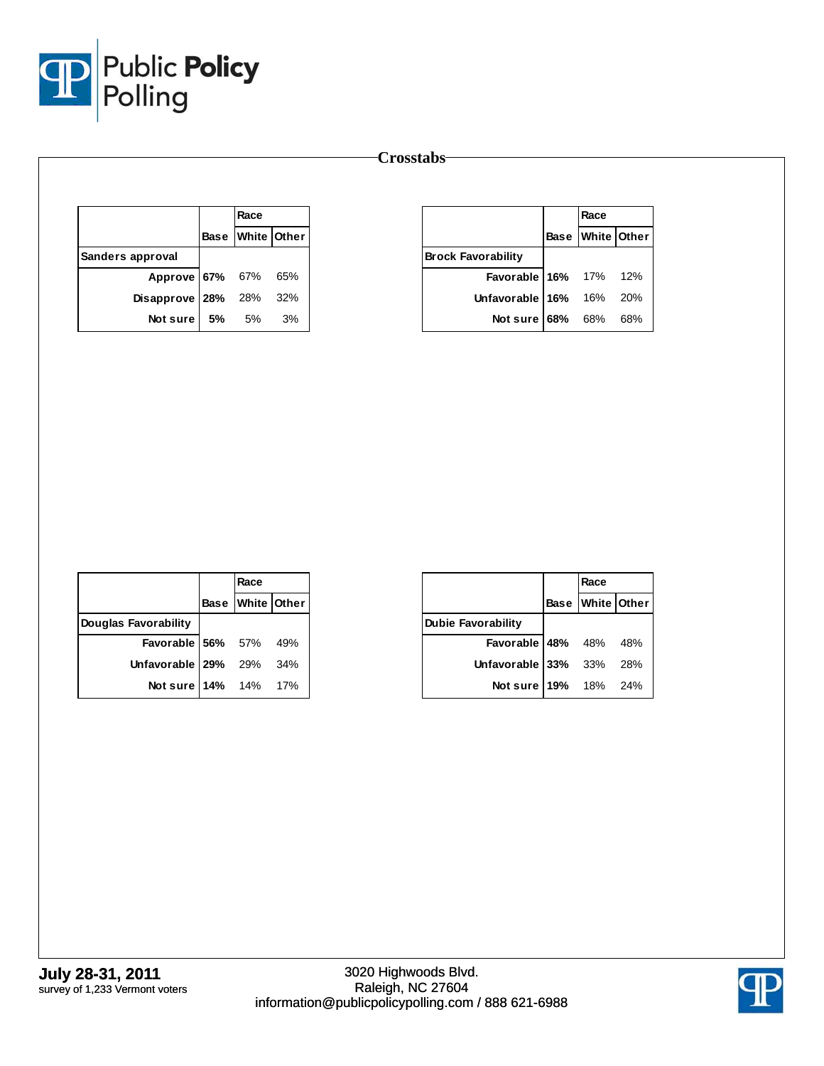# Crosstabs

| | | Race | |
|---|---|---|---|
| | Base | White | Other |
| **Sanders approval** | | | |
| Approve | **67%** | 67% | 65% |
| Disapprove | **28%** | 28% | 32% |
| Not sure | **5%** | 5% | 3% |

| | | Race | |
|---|---|---|---|
| | Base | White | Other |
| **Brock Favorability** | | | |
| Favorable | **16%** | 17% | 12% |
| Unfavorable | **16%** | 16% | 20% |
| Not sure | **68%** | 68% | 68% |

| | | Race | |
|---|---|---|---|
| | Base | White | Other |
| **Douglas Favorability** | | | |
| Favorable | **56%** | 57% | 49% |
| Unfavorable | **29%** | 29% | 34% |
| Not sure | **14%** | 14% | 17% |

| | | Race | |
|---|---|---|---|
| | Base | White | Other |
| **Dubie Favorability** | | | |
| Favorable | **48%** | 48% | 48% |
| Unfavorable | **33%** | 33% | 28% |
| Not sure | **19%** | 18% | 24% |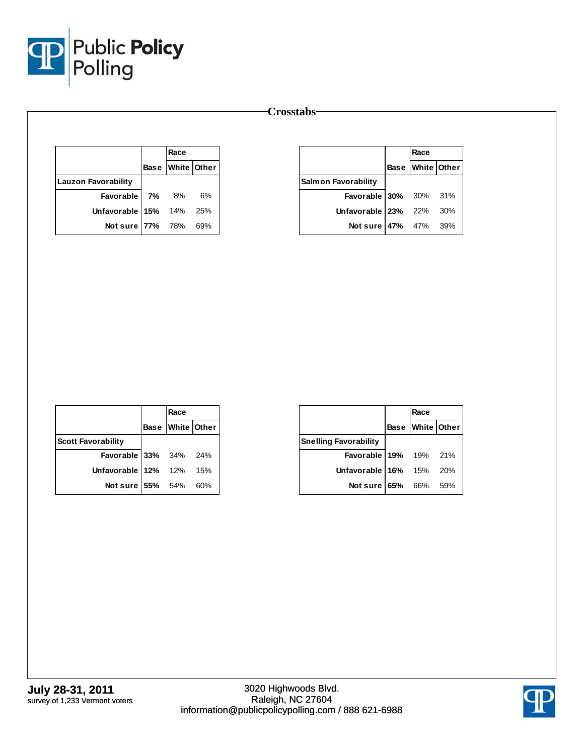# Crosstabs

| | Base | Race | |
|---|---|---|---|
| | | White | Other |
| **Lauzon Favorability** | | | |
| Favorable | **7%** | 8% | 6% |
| Unfavorable | **15%** | 14% | 25% |
| Not sure | **77%** | 78% | 69% |

| | Base | Race | |
|---|---|---|---|
| | | White | Other |
| **Salmon Favorability** | | | |
| Favorable | **30%** | 30% | 31% |
| Unfavorable | **23%** | 22% | 30% |
| Not sure | **47%** | 47% | 39% |

| | Base | Race | |
|---|---|---|---|
| | | White | Other |
| **Scott Favorability** | | | |
| Favorable | **33%** | 34% | 24% |
| Unfavorable | **12%** | 12% | 15% |
| Not sure | **55%** | 54% | 60% |

| | Base | Race | |
|---|---|---|---|
| | | White | Other |
| **Snelling Favorability** | | | |
| Favorable | **19%** | 19% | 21% |
| Unfavorable | **16%** | 15% | 20% |
| Not sure | **65%** | 66% | 59% |

**July 28-31, 2011**
survey of 1,233 Vermont voters

3020 Highwoods Blvd.
Raleigh, NC 27604
information@publicpolicypolling.com / 888 621-6988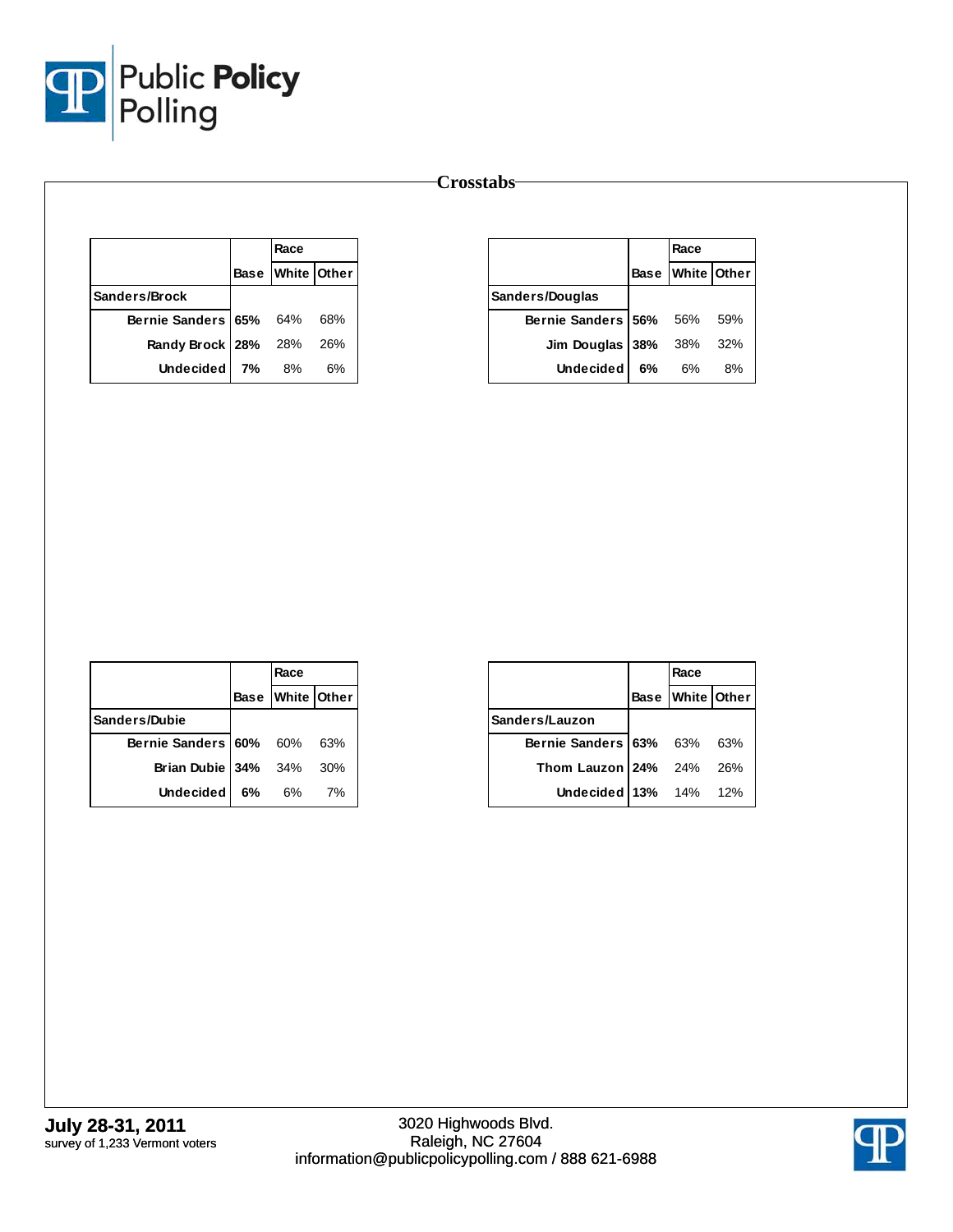## Crosstabs

| | | Race | |
|---|---|---|---|
| | Base | White | Other |
| **Sanders/Brock** | | | |
| Bernie Sanders | **65%** | 64% | 68% |
| Randy Brock | **28%** | 28% | 26% |
| Undecided | **7%** | 8% | 6% |

| | | Race | |
|---|---|---|---|
| | Base | White | Other |
| **Sanders/Douglas** | | | |
| Bernie Sanders | **56%** | 56% | 59% |
| Jim Douglas | **38%** | 38% | 32% |
| Undecided | **6%** | 6% | 8% |

| | | Race | |
|---|---|---|---|
| | Base | White | Other |
| **Sanders/Dubie** | | | |
| Bernie Sanders | **60%** | 60% | 63% |
| Brian Dubie | **34%** | 34% | 30% |
| Undecided | **6%** | 6% | 7% |

| | | Race | |
|---|---|---|---|
| | Base | White | Other |
| **Sanders/Lauzon** | | | |
| Bernie Sanders | **63%** | 63% | 63% |
| Thom Lauzon | **24%** | 24% | 26% |
| Undecided | **13%** | 14% | 12% |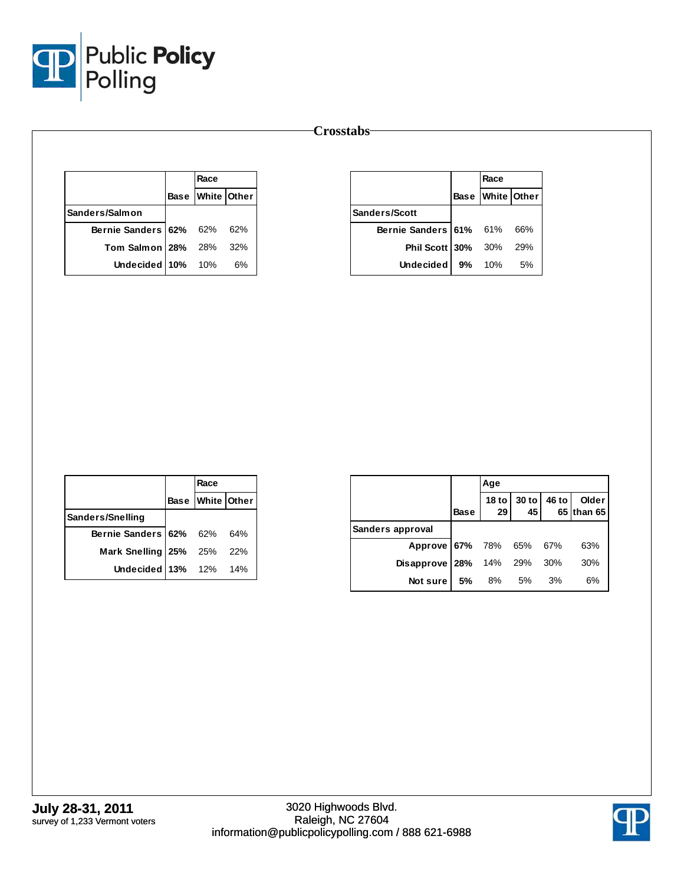# Crosstabs

| | Base | Race | |
|---|---|---|---|
| | | White | Other |
| **Sanders/Salmon** | | | |
| Bernie Sanders | **62%** | 62% | 62% |
| Tom Salmon | **28%** | 28% | 32% |
| Undecided | **10%** | 10% | 6% |

| | Base | Race | |
|---|---|---|---|
| | | White | Other |
| **Sanders/Scott** | | | |
| Bernie Sanders | **61%** | 61% | 66% |
| Phil Scott | **30%** | 30% | 29% |
| Undecided | **9%** | 10% | 5% |

| | Base | Race | |
|---|---|---|---|
| | | White | Other |
| **Sanders/Snelling** | | | |
| Bernie Sanders | **62%** | 62% | 64% |
| Mark Snelling | **25%** | 25% | 22% |
| Undecided | **13%** | 12% | 14% |

| | Base | Age | | | |
|---|---|---|---|---|---|
| | | 18 to 29 | 30 to 45 | 46 to 65 | Older than 65 |
| **Sanders approval** | | | | | |
| Approve | **67%** | 78% | 65% | 67% | 63% |
| Disapprove | **28%** | 14% | 29% | 30% | 30% |
| Not sure | **5%** | 8% | 5% | 3% | 6% |

**July 28-31, 2011**
survey of 1,233 Vermont voters

3020 Highwoods Blvd.
Raleigh, NC 27604
information@publicpolicypolling.com / 888 621-6988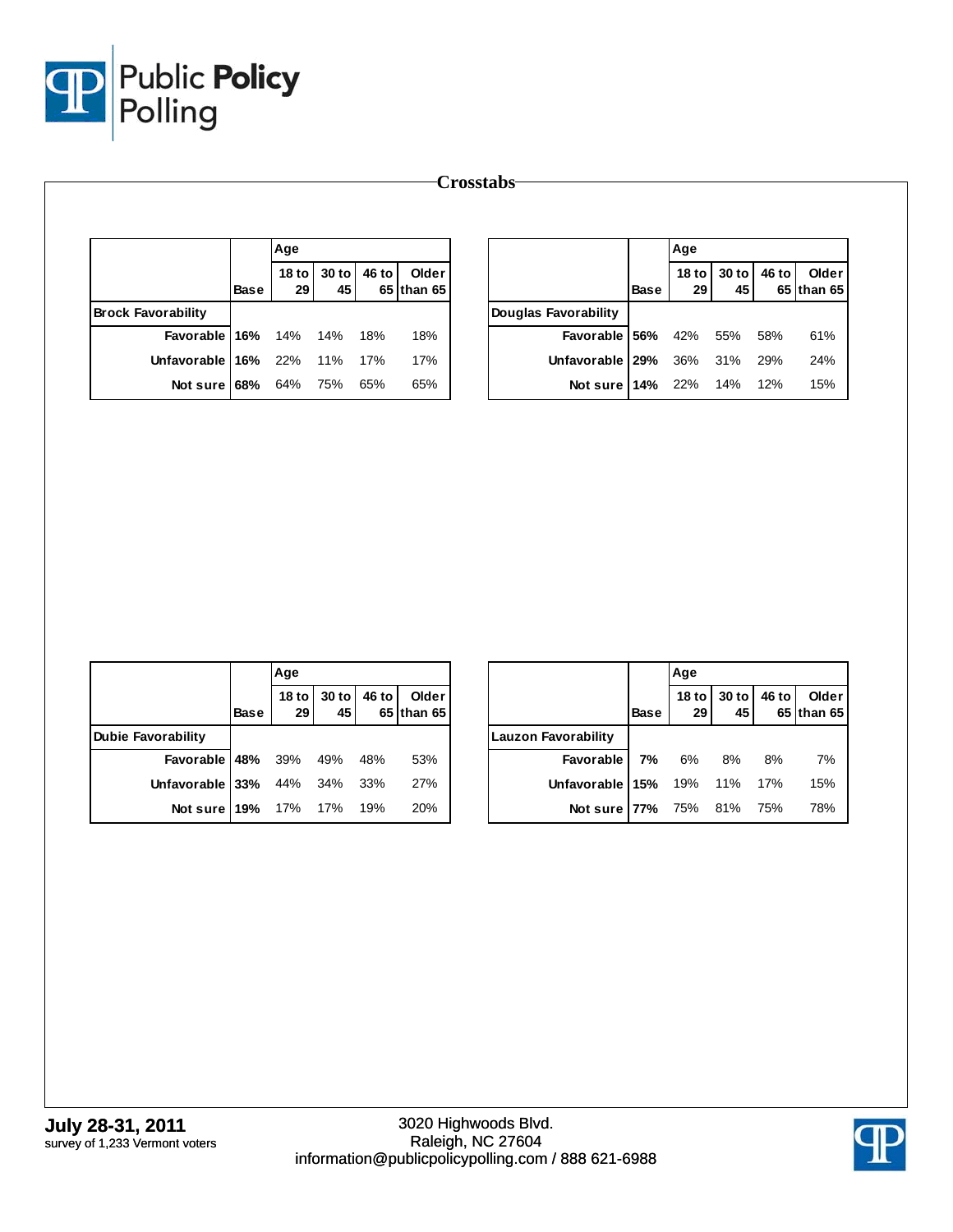## Crosstabs

| | Base | Age | | | |
|---|---|---|---|---|---|
| | | 18 to 29 | 30 to 45 | 46 to 65 | Older than 65 |
| **Brock Favorability** | | | | | |
| Favorable | **16%** | 14% | 14% | 18% | 18% |
| Unfavorable | **16%** | 22% | 11% | 17% | 17% |
| Not sure | **68%** | 64% | 75% | 65% | 65% |

| | Base | Age | | | |
|---|---|---|---|---|---|
| | | 18 to 29 | 30 to 45 | 46 to 65 | Older than 65 |
| **Douglas Favorability** | | | | | |
| Favorable | **56%** | 42% | 55% | 58% | 61% |
| Unfavorable | **29%** | 36% | 31% | 29% | 24% |
| Not sure | **14%** | 22% | 14% | 12% | 15% |

| | Base | Age | | | |
|---|---|---|---|---|---|
| | | 18 to 29 | 30 to 45 | 46 to 65 | Older than 65 |
| **Dubie Favorability** | | | | | |
| Favorable | **48%** | 39% | 49% | 48% | 53% |
| Unfavorable | **33%** | 44% | 34% | 33% | 27% |
| Not sure | **19%** | 17% | 17% | 19% | 20% |

| | Base | Age | | | |
|---|---|---|---|---|---|
| | | 18 to 29 | 30 to 45 | 46 to 65 | Older than 65 |
| **Lauzon Favorability** | | | | | |
| Favorable | **7%** | 6% | 8% | 8% | 7% |
| Unfavorable | **15%** | 19% | 11% | 17% | 15% |
| Not sure | **77%** | 75% | 81% | 75% | 78% |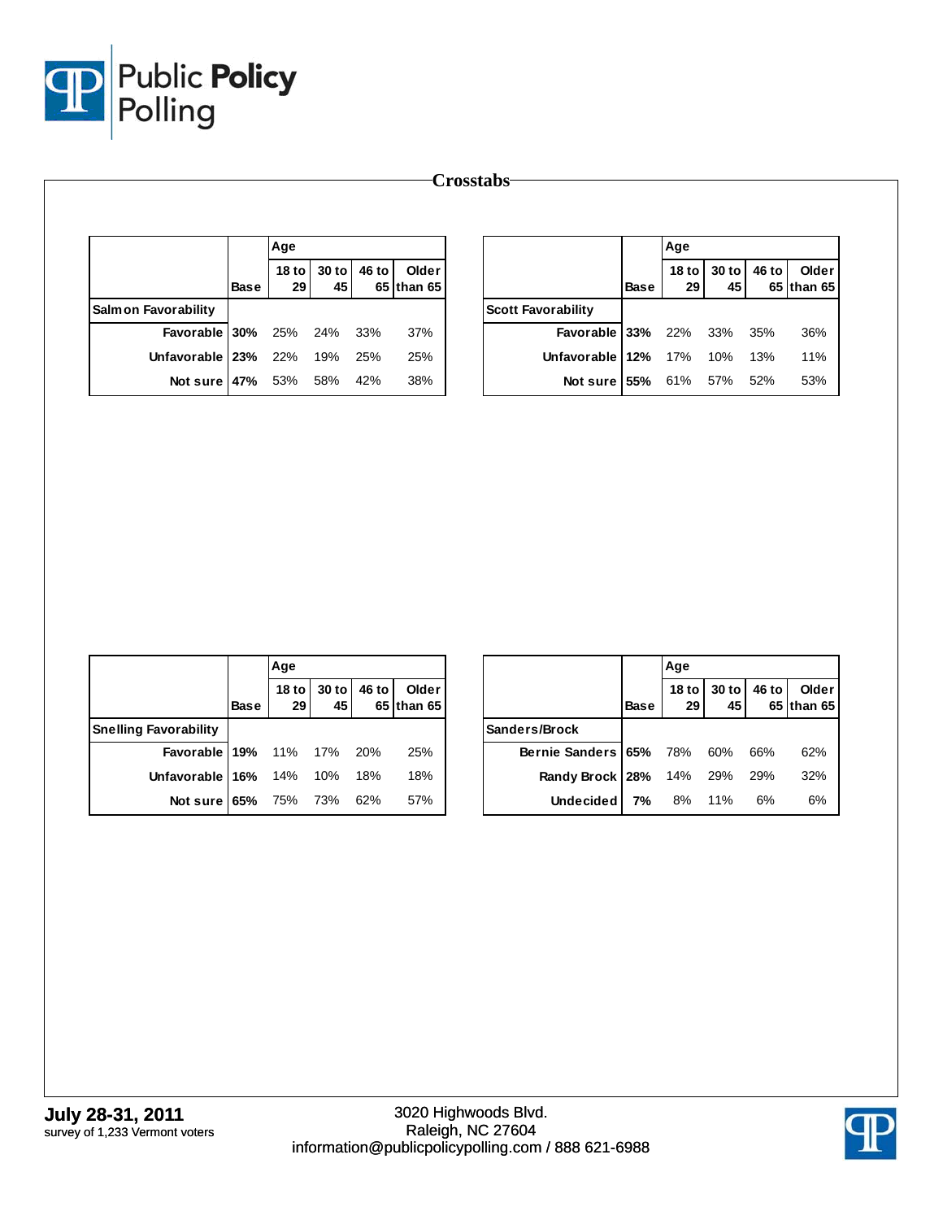# Crosstabs

| | | Age | | | |
|---|---|---|---|---|---|
| | Base | 18 to 29 | 30 to 45 | 46 to 65 | Older than 65 |
| **Salmon Favorability** | | | | | |
| Favorable | 30% | 25% | 24% | 33% | 37% |
| Unfavorable | 23% | 22% | 19% | 25% | 25% |
| Not sure | 47% | 53% | 58% | 42% | 38% |

| | | Age | | | |
|---|---|---|---|---|---|
| | Base | 18 to 29 | 30 to 45 | 46 to 65 | Older than 65 |
| **Scott Favorability** | | | | | |
| Favorable | 33% | 22% | 33% | 35% | 36% |
| Unfavorable | 12% | 17% | 10% | 13% | 11% |
| Not sure | 55% | 61% | 57% | 52% | 53% |

| | | Age | | | |
|---|---|---|---|---|---|
| | Base | 18 to 29 | 30 to 45 | 46 to 65 | Older than 65 |
| **Snelling Favorability** | | | | | |
| Favorable | 19% | 11% | 17% | 20% | 25% |
| Unfavorable | 16% | 14% | 10% | 18% | 18% |
| Not sure | 65% | 75% | 73% | 62% | 57% |

| | | Age | | | |
|---|---|---|---|---|---|
| | Base | 18 to 29 | 30 to 45 | 46 to 65 | Older than 65 |
| **Sanders/Brock** | | | | | |
| Bernie Sanders | 65% | 78% | 60% | 66% | 62% |
| Randy Brock | 28% | 14% | 29% | 29% | 32% |
| Undecided | 7% | 8% | 11% | 6% | 6% |

**July 28-31, 2011**
survey of 1,233 Vermont voters

3020 Highwoods Blvd.
Raleigh, NC 27604
information@publicpolicypolling.com / 888 621-6988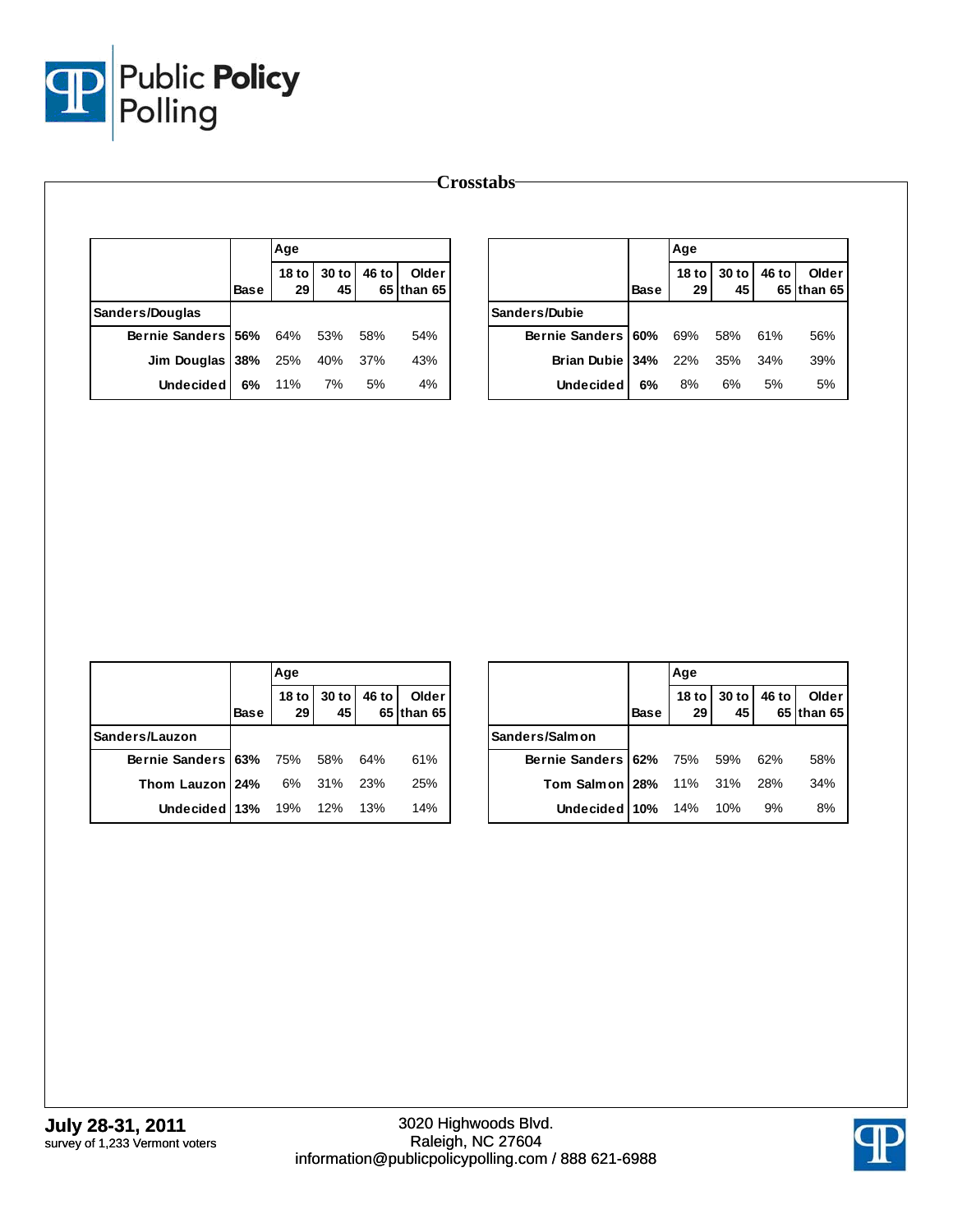## Crosstabs

| | Base | Age | | | |
|---|---|---|---|---|---|
| | | 18 to 29 | 30 to 45 | 46 to 65 | Older than 65 |
| **Sanders/Douglas** | | | | | |
| Bernie Sanders | **56%** | 64% | 53% | 58% | 54% |
| Jim Douglas | **38%** | 25% | 40% | 37% | 43% |
| Undecided | **6%** | 11% | 7% | 5% | 4% |

| | Base | Age | | | |
|---|---|---|---|---|---|
| | | 18 to 29 | 30 to 45 | 46 to 65 | Older than 65 |
| **Sanders/Dubie** | | | | | |
| Bernie Sanders | **60%** | 69% | 58% | 61% | 56% |
| Brian Dubie | **34%** | 22% | 35% | 34% | 39% |
| Undecided | **6%** | 8% | 6% | 5% | 5% |

| | Base | Age | | | |
|---|---|---|---|---|---|
| | | 18 to 29 | 30 to 45 | 46 to 65 | Older than 65 |
| **Sanders/Lauzon** | | | | | |
| Bernie Sanders | **63%** | 75% | 58% | 64% | 61% |
| Thom Lauzon | **24%** | 6% | 31% | 23% | 25% |
| Undecided | **13%** | 19% | 12% | 13% | 14% |

| | Base | Age | | | |
|---|---|---|---|---|---|
| | | 18 to 29 | 30 to 45 | 46 to 65 | Older than 65 |
| **Sanders/Salmon** | | | | | |
| Bernie Sanders | **62%** | 75% | 59% | 62% | 58% |
| Tom Salmon | **28%** | 11% | 31% | 28% | 34% |
| Undecided | **10%** | 14% | 10% | 9% | 8% |

**July 28-31, 2011**
survey of 1,233 Vermont voters

3020 Highwoods Blvd.
Raleigh, NC 27604
information@publicpolicypolling.com / 888 621-6988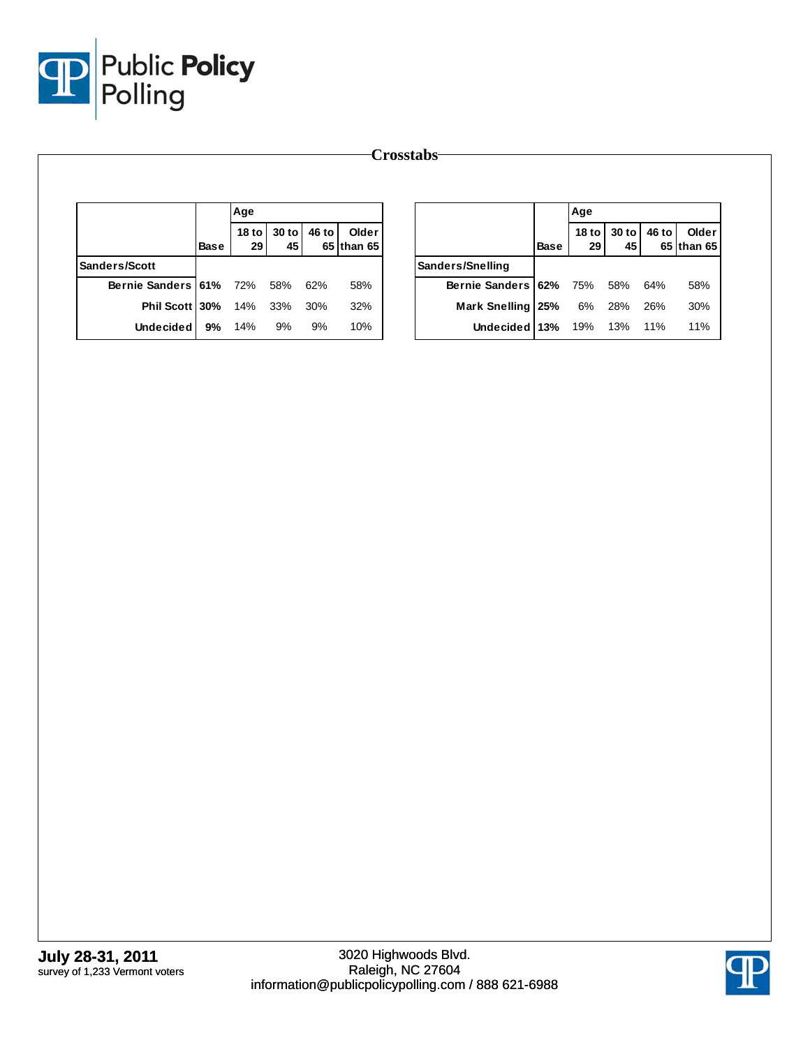## Crosstabs

| | Base | Age | | | |
|---|---|---|---|---|---|
| | | 18 to 29 | 30 to 45 | 46 to 65 | Older than 65 |
| **Sanders/Scott** | | | | | |
| Bernie Sanders | **61%** | 72% | 58% | 62% | 58% |
| Phil Scott | **30%** | 14% | 33% | 30% | 32% |
| Undecided | **9%** | 14% | 9% | 9% | 10% |

| | Base | Age | | | |
|---|---|---|---|---|---|
| | | 18 to 29 | 30 to 45 | 46 to 65 | Older than 65 |
| **Sanders/Snelling** | | | | | |
| Bernie Sanders | **62%** | 75% | 58% | 64% | 58% |
| Mark Snelling | **25%** | 6% | 28% | 26% | 30% |
| Undecided | **13%** | 19% | 13% | 11% | 11% |